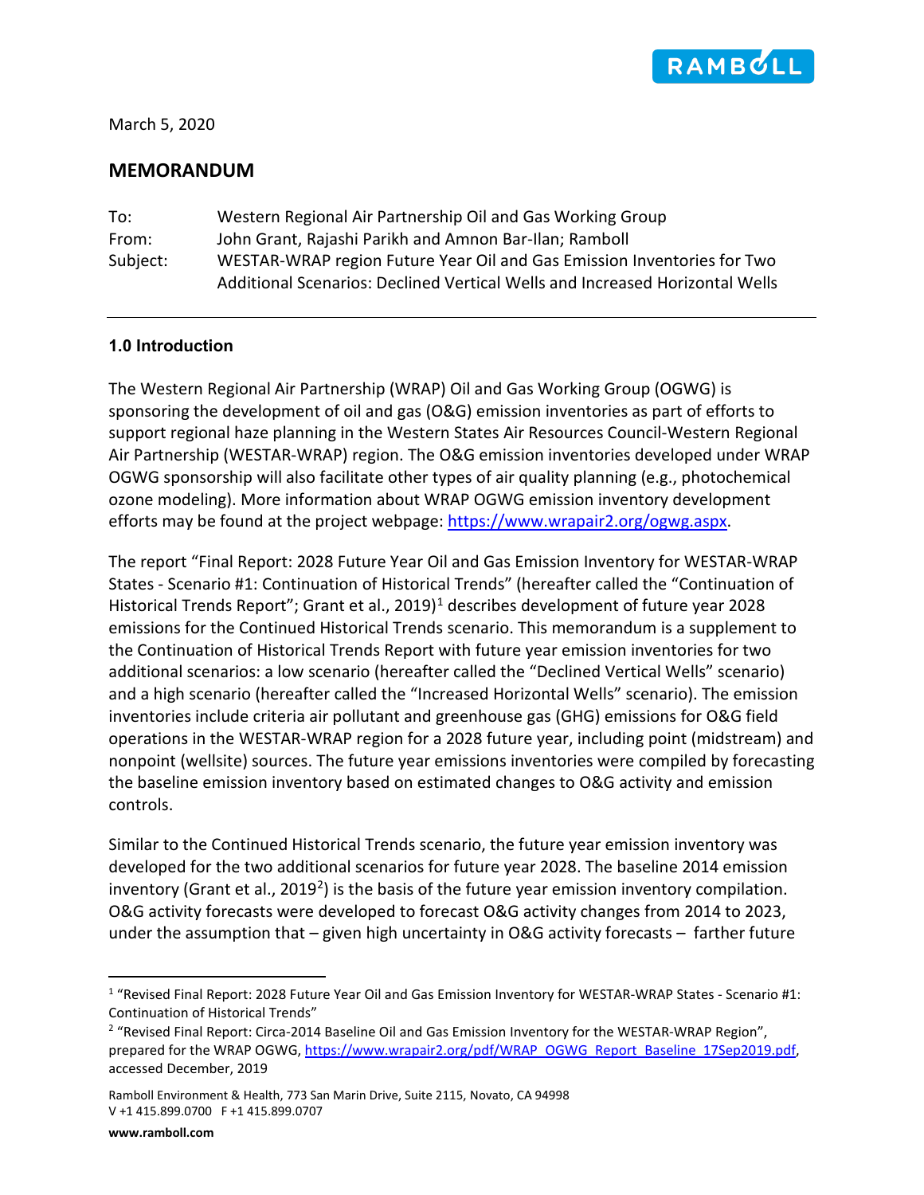March 5, 2020

## MEMORANDUM

To: Western Regional Air Partnership Oil and Gas Working Group

From: John Grant, Rajashi Parikh and Amnon Bar-Ilan; Ramboll

Subject: WESTAR-WRAP region Future Year Oil and Gas Emission Inventories for Two Additional Scenarios: Declined Vertical Wells and Increased Horizontal Wells

---

### 1.0 Introduction

The Western Regional Air Partnership (WRAP) Oil and Gas Working Group (OGWG) is sponsoring the development of oil and gas (O&G) emission inventories as part of efforts to support regional haze planning in the Western States Air Resources Council-Western Regional Air Partnership (WESTAR-WRAP) region. The O&G emission inventories developed under WRAP OGWG sponsorship will also facilitate other types of air quality planning (e.g., photochemical ozone modeling). More information about WRAP OGWG emission inventory development efforts may be found at the project webpage: https://www.wrapair2.org/ogwg.aspx.

The report "Final Report: 2028 Future Year Oil and Gas Emission Inventory for WESTAR-WRAP States - Scenario #1: Continuation of Historical Trends" (hereafter called the "Continuation of Historical Trends Report"; Grant et al., 2019)[1] describes development of future year 2028 emissions for the Continued Historical Trends scenario. This memorandum is a supplement to the Continuation of Historical Trends Report with future year emission inventories for two additional scenarios: a low scenario (hereafter called the "Declined Vertical Wells" scenario) and a high scenario (hereafter called the "Increased Horizontal Wells" scenario). The emission inventories include criteria air pollutant and greenhouse gas (GHG) emissions for O&G field operations in the WESTAR-WRAP region for a 2028 future year, including point (midstream) and nonpoint (wellsite) sources. The future year emissions inventories were compiled by forecasting the baseline emission inventory based on estimated changes to O&G activity and emission controls.

Similar to the Continued Historical Trends scenario, the future year emission inventory was developed for the two additional scenarios for future year 2028. The baseline 2014 emission inventory (Grant et al., 2019[2]) is the basis of the future year emission inventory compilation. O&G activity forecasts were developed to forecast O&G activity changes from 2014 to 2023, under the assumption that – given high uncertainty in O&G activity forecasts – farther future

---

[1] "Revised Final Report: 2028 Future Year Oil and Gas Emission Inventory for WESTAR-WRAP States - Scenario #1: Continuation of Historical Trends"

[2] "Revised Final Report: Circa-2014 Baseline Oil and Gas Emission Inventory for the WESTAR-WRAP Region", prepared for the WRAP OGWG, https://www.wrapair2.org/pdf/WRAP_OGWG_Report_Baseline_17Sep2019.pdf, accessed December, 2019

Ramboll Environment & Health, 773 San Marin Drive, Suite 2115, Novato, CA 94998
V +1 415.899.0700 F +1 415.899.0707

**www.ramboll.com**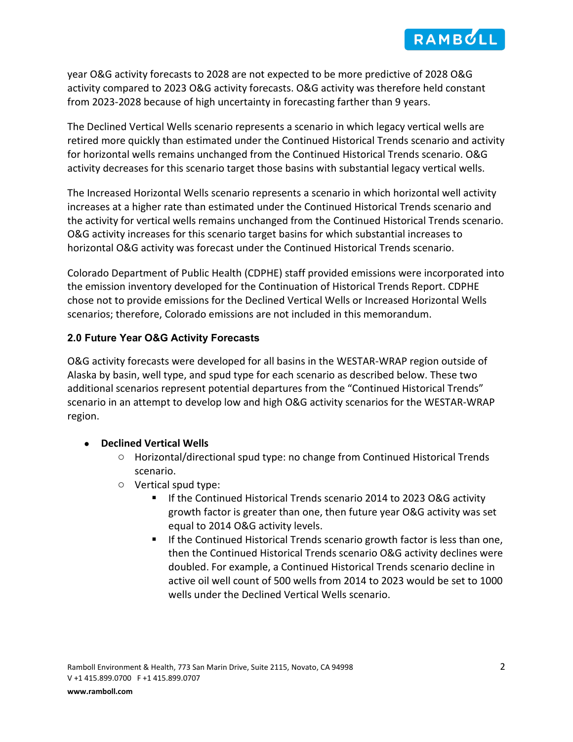year O&G activity forecasts to 2028 are not expected to be more predictive of 2028 O&G activity compared to 2023 O&G activity forecasts. O&G activity was therefore held constant from 2023-2028 because of high uncertainty in forecasting farther than 9 years.

The Declined Vertical Wells scenario represents a scenario in which legacy vertical wells are retired more quickly than estimated under the Continued Historical Trends scenario and activity for horizontal wells remains unchanged from the Continued Historical Trends scenario. O&G activity decreases for this scenario target those basins with substantial legacy vertical wells.

The Increased Horizontal Wells scenario represents a scenario in which horizontal well activity increases at a higher rate than estimated under the Continued Historical Trends scenario and the activity for vertical wells remains unchanged from the Continued Historical Trends scenario. O&G activity increases for this scenario target basins for which substantial increases to horizontal O&G activity was forecast under the Continued Historical Trends scenario.

Colorado Department of Public Health (CDPHE) staff provided emissions were incorporated into the emission inventory developed for the Continuation of Historical Trends Report. CDPHE chose not to provide emissions for the Declined Vertical Wells or Increased Horizontal Wells scenarios; therefore, Colorado emissions are not included in this memorandum.

## 2.0 Future Year O&G Activity Forecasts

O&G activity forecasts were developed for all basins in the WESTAR-WRAP region outside of Alaska by basin, well type, and spud type for each scenario as described below. These two additional scenarios represent potential departures from the "Continued Historical Trends" scenario in an attempt to develop low and high O&G activity scenarios for the WESTAR-WRAP region.

- **Declined Vertical Wells**
  - Horizontal/directional spud type: no change from Continued Historical Trends scenario.
  - Vertical spud type:
    - If the Continued Historical Trends scenario 2014 to 2023 O&G activity growth factor is greater than one, then future year O&G activity was set equal to 2014 O&G activity levels.
    - If the Continued Historical Trends scenario growth factor is less than one, then the Continued Historical Trends scenario O&G activity declines were doubled. For example, a Continued Historical Trends scenario decline in active oil well count of 500 wells from 2014 to 2023 would be set to 1000 wells under the Declined Vertical Wells scenario.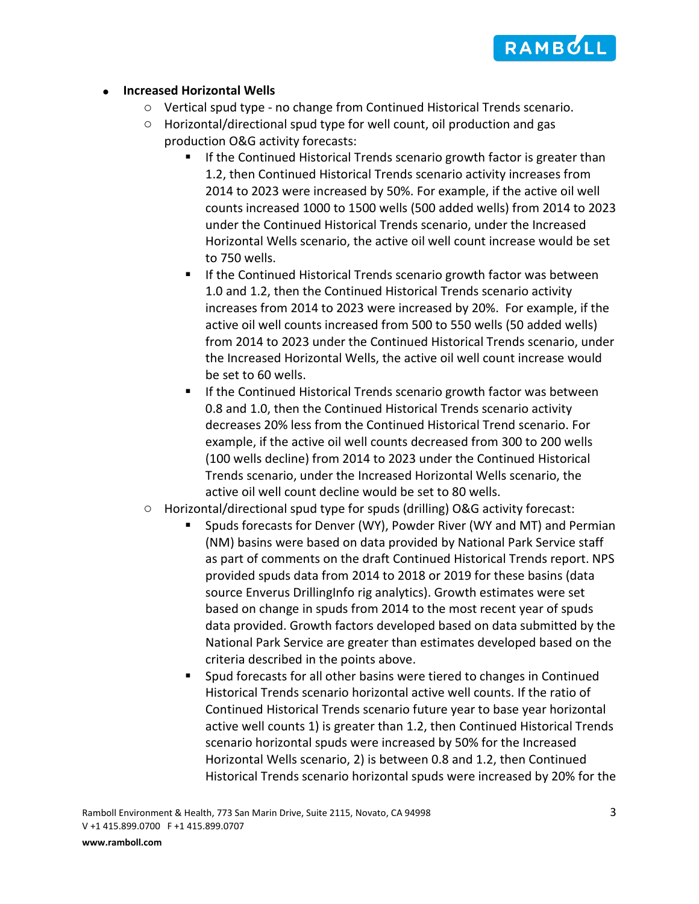- **Increased Horizontal Wells**
    - Vertical spud type - no change from Continued Historical Trends scenario.
    - Horizontal/directional spud type for well count, oil production and gas production O&G activity forecasts:
        - If the Continued Historical Trends scenario growth factor is greater than 1.2, then Continued Historical Trends scenario activity increases from 2014 to 2023 were increased by 50%. For example, if the active oil well counts increased 1000 to 1500 wells (500 added wells) from 2014 to 2023 under the Continued Historical Trends scenario, under the Increased Horizontal Wells scenario, the active oil well count increase would be set to 750 wells.
        - If the Continued Historical Trends scenario growth factor was between 1.0 and 1.2, then the Continued Historical Trends scenario activity increases from 2014 to 2023 were increased by 20%. For example, if the active oil well counts increased from 500 to 550 wells (50 added wells) from 2014 to 2023 under the Continued Historical Trends scenario, under the Increased Horizontal Wells, the active oil well count increase would be set to 60 wells.
        - If the Continued Historical Trends scenario growth factor was between 0.8 and 1.0, then the Continued Historical Trends scenario activity decreases 20% less from the Continued Historical Trend scenario. For example, if the active oil well counts decreased from 300 to 200 wells (100 wells decline) from 2014 to 2023 under the Continued Historical Trends scenario, under the Increased Horizontal Wells scenario, the active oil well count decline would be set to 80 wells.
    - Horizontal/directional spud type for spuds (drilling) O&G activity forecast:
        - Spuds forecasts for Denver (WY), Powder River (WY and MT) and Permian (NM) basins were based on data provided by National Park Service staff as part of comments on the draft Continued Historical Trends report. NPS provided spuds data from 2014 to 2018 or 2019 for these basins (data source Enverus DrillingInfo rig analytics). Growth estimates were set based on change in spuds from 2014 to the most recent year of spuds data provided. Growth factors developed based on data submitted by the National Park Service are greater than estimates developed based on the criteria described in the points above.
        - Spud forecasts for all other basins were tiered to changes in Continued Historical Trends scenario horizontal active well counts. If the ratio of Continued Historical Trends scenario future year to base year horizontal active well counts 1) is greater than 1.2, then Continued Historical Trends scenario horizontal spuds were increased by 50% for the Increased Horizontal Wells scenario, 2) is between 0.8 and 1.2, then Continued Historical Trends scenario horizontal spuds were increased by 20% for the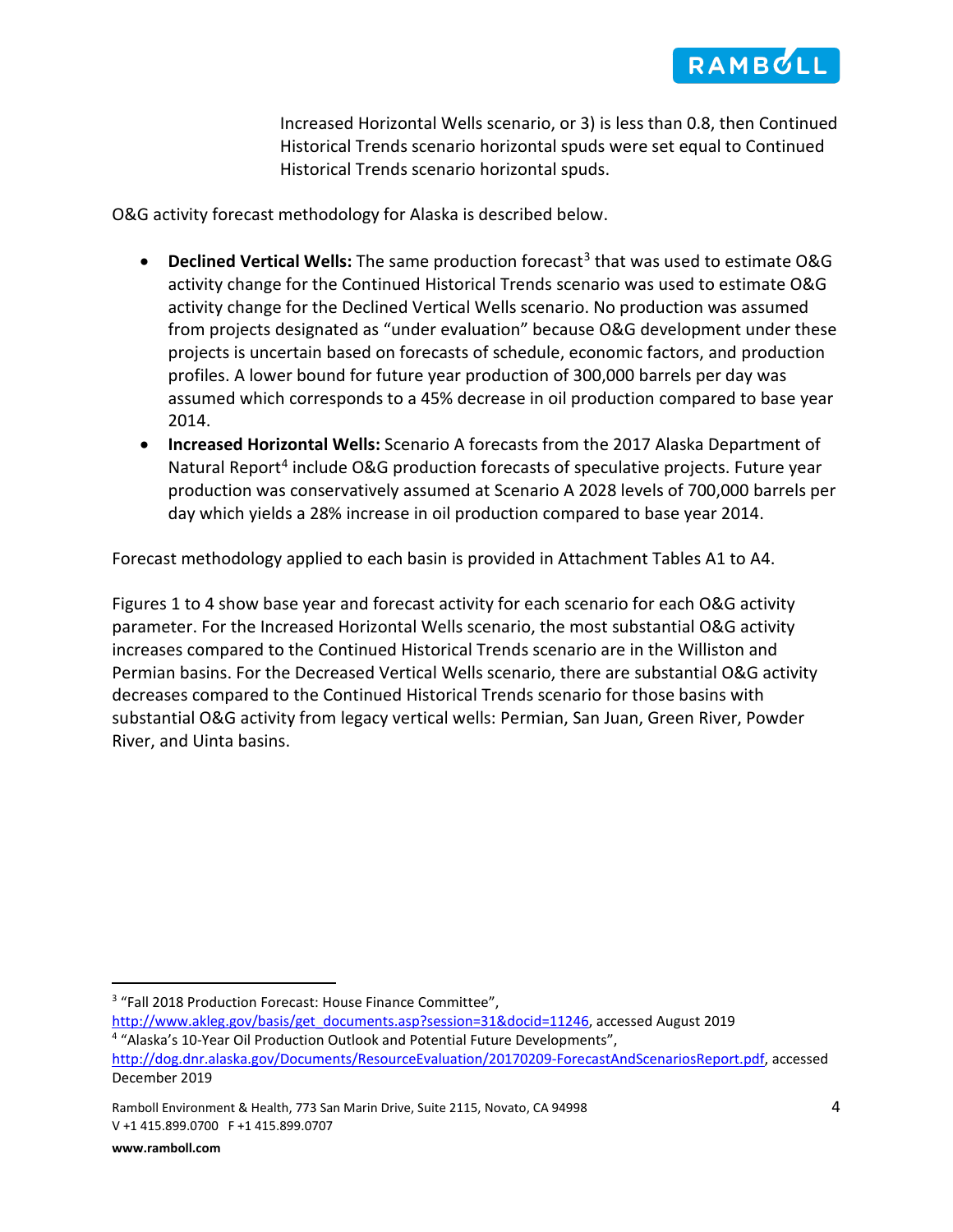Increased Horizontal Wells scenario, or 3) is less than 0.8, then Continued Historical Trends scenario horizontal spuds were set equal to Continued Historical Trends scenario horizontal spuds.

O&G activity forecast methodology for Alaska is described below.

- **Declined Vertical Wells:** The same production forecast[3] that was used to estimate O&G activity change for the Continued Historical Trends scenario was used to estimate O&G activity change for the Declined Vertical Wells scenario. No production was assumed from projects designated as "under evaluation" because O&G development under these projects is uncertain based on forecasts of schedule, economic factors, and production profiles. A lower bound for future year production of 300,000 barrels per day was assumed which corresponds to a 45% decrease in oil production compared to base year 2014.
- **Increased Horizontal Wells:** Scenario A forecasts from the 2017 Alaska Department of Natural Report[4] include O&G production forecasts of speculative projects. Future year production was conservatively assumed at Scenario A 2028 levels of 700,000 barrels per day which yields a 28% increase in oil production compared to base year 2014.

Forecast methodology applied to each basin is provided in Attachment Tables A1 to A4.

Figures 1 to 4 show base year and forecast activity for each scenario for each O&G activity parameter. For the Increased Horizontal Wells scenario, the most substantial O&G activity increases compared to the Continued Historical Trends scenario are in the Williston and Permian basins. For the Decreased Vertical Wells scenario, there are substantial O&G activity decreases compared to the Continued Historical Trends scenario for those basins with substantial O&G activity from legacy vertical wells: Permian, San Juan, Green River, Powder River, and Uinta basins.

---

[3] "Fall 2018 Production Forecast: House Finance Committee", http://www.akleg.gov/basis/get_documents.asp?session=31&docid=11246, accessed August 2019

[4] "Alaska's 10-Year Oil Production Outlook and Potential Future Developments", http://dog.dnr.alaska.gov/Documents/ResourceEvaluation/20170209-ForecastAndScenariosReport.pdf, accessed December 2019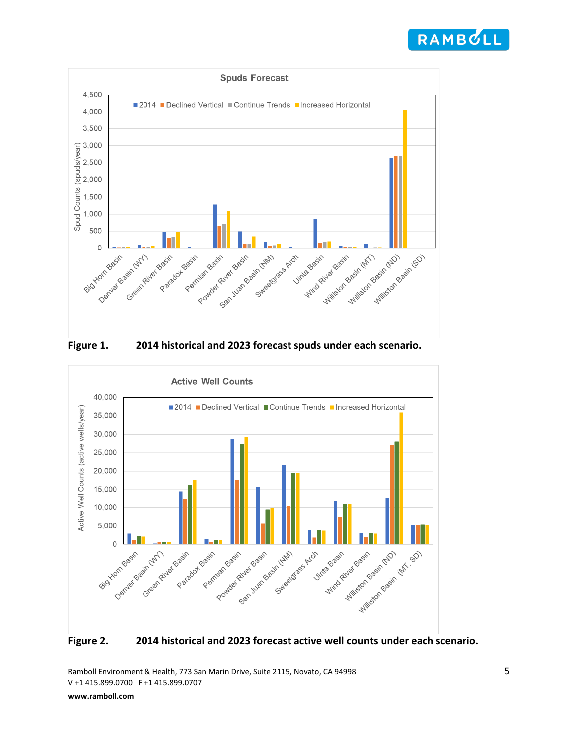**Figure 1.** 2014 historical and 2023 forecast spuds under each scenario.

**Figure 2.** 2014 historical and 2023 forecast active well counts under each scenario.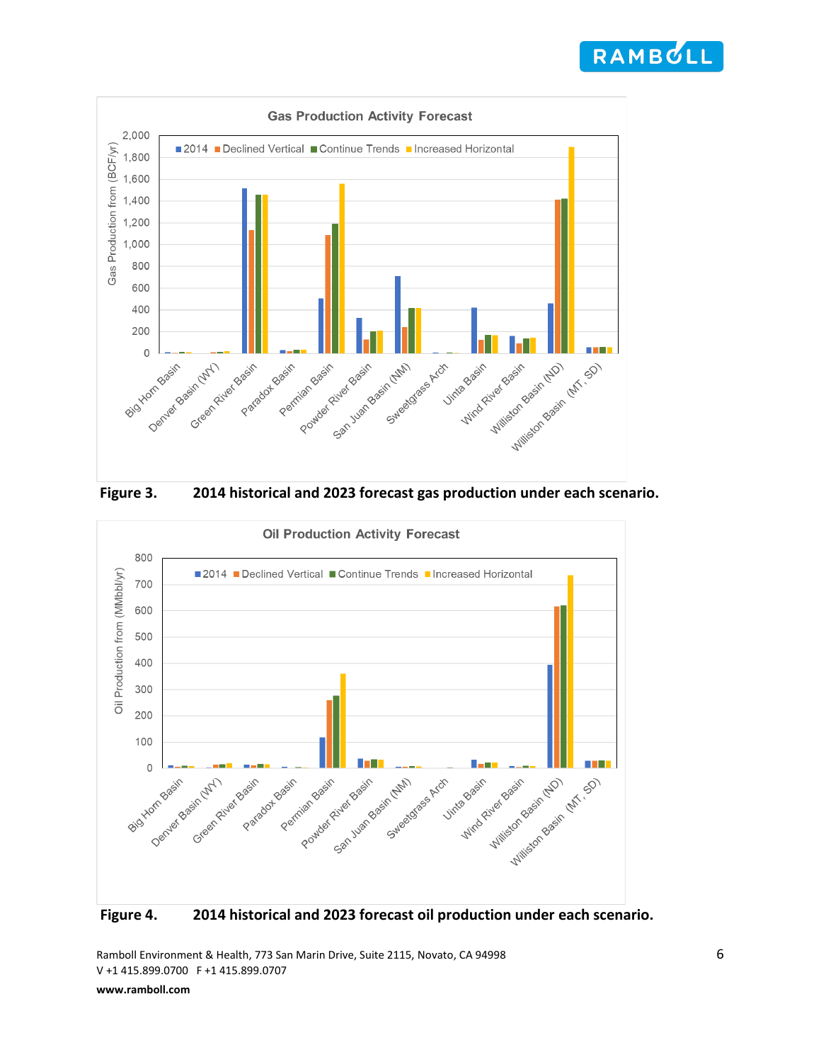Figure 3. 2014 historical and 2023 forecast gas production under each scenario.

Figure 4. 2014 historical and 2023 forecast oil production under each scenario.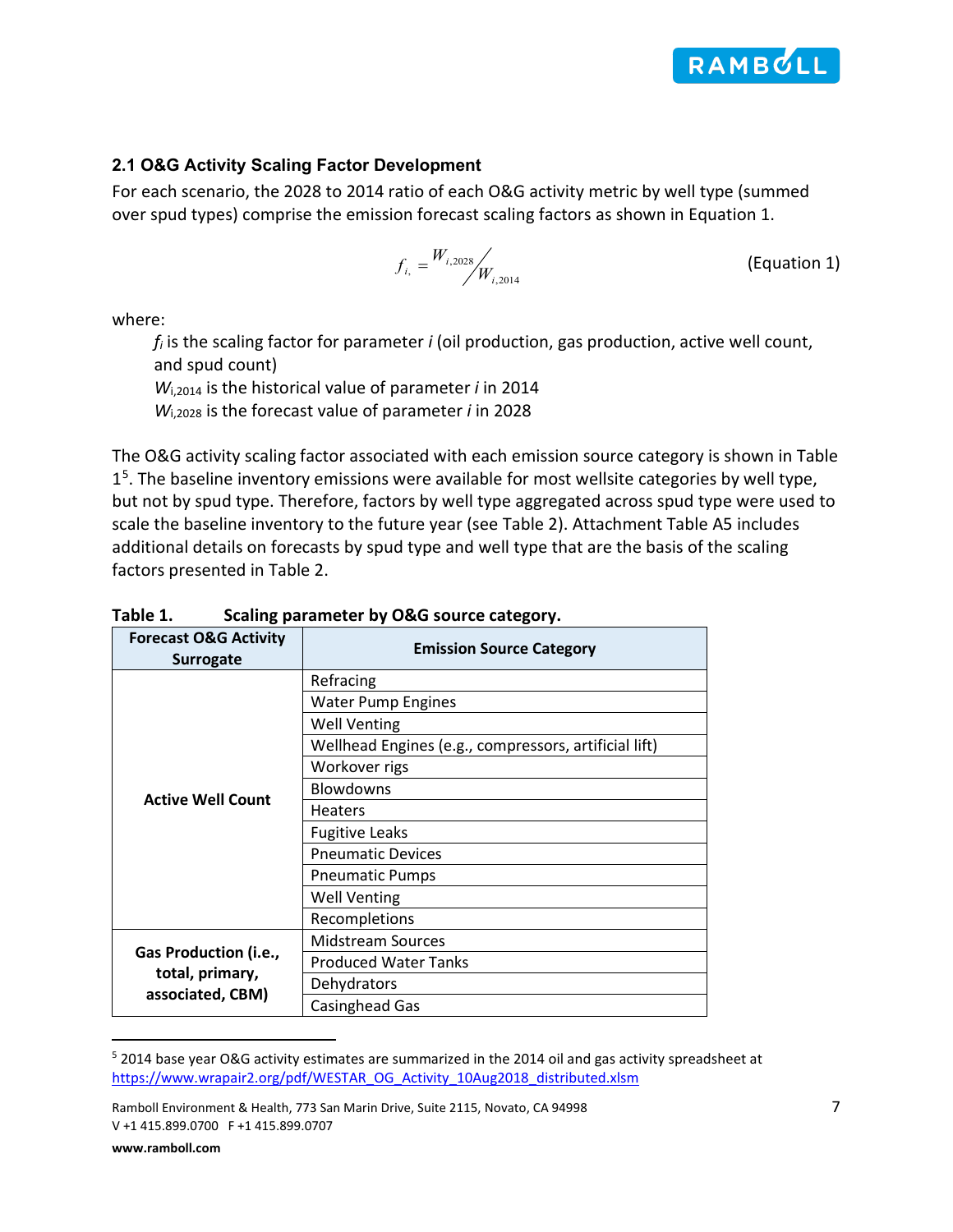## 2.1 O&G Activity Scaling Factor Development

For each scenario, the 2028 to 2014 ratio of each O&G activity metric by well type (summed over spud types) comprise the emission forecast scaling factors as shown in Equation 1.

$$f_{i,} = W_{i,2028} / W_{i,2014} \quad \text{(Equation 1)}$$

where:

$f_i$ is the scaling factor for parameter *i* (oil production, gas production, active well count, and spud count)
$W_{i,2014}$ is the historical value of parameter *i* in 2014
$W_{i,2028}$ is the forecast value of parameter *i* in 2028

The O&G activity scaling factor associated with each emission source category is shown in Table 1[5]. The baseline inventory emissions were available for most wellsite categories by well type, but not by spud type. Therefore, factors by well type aggregated across spud type were used to scale the baseline inventory to the future year (see Table 2). Attachment Table A5 includes additional details on forecasts by spud type and well type that are the basis of the scaling factors presented in Table 2.

**Table 1. Scaling parameter by O&G source category.**

| Forecast O&G Activity Surrogate | Emission Source Category |
|---|---|
| Active Well Count | Refracing |
| | Water Pump Engines |
| | Well Venting |
| | Wellhead Engines (e.g., compressors, artificial lift) |
| | Workover rigs |
| | Blowdowns |
| | Heaters |
| | Fugitive Leaks |
| | Pneumatic Devices |
| | Pneumatic Pumps |
| | Well Venting |
| | Recompletions |
| Gas Production (i.e., total, primary, associated, CBM) | Midstream Sources |
| | Produced Water Tanks |
| | Dehydrators |
| | Casinghead Gas |

[5] 2014 base year O&G activity estimates are summarized in the 2014 oil and gas activity spreadsheet at https://www.wrapair2.org/pdf/WESTAR_OG_Activity_10Aug2018_distributed.xlsm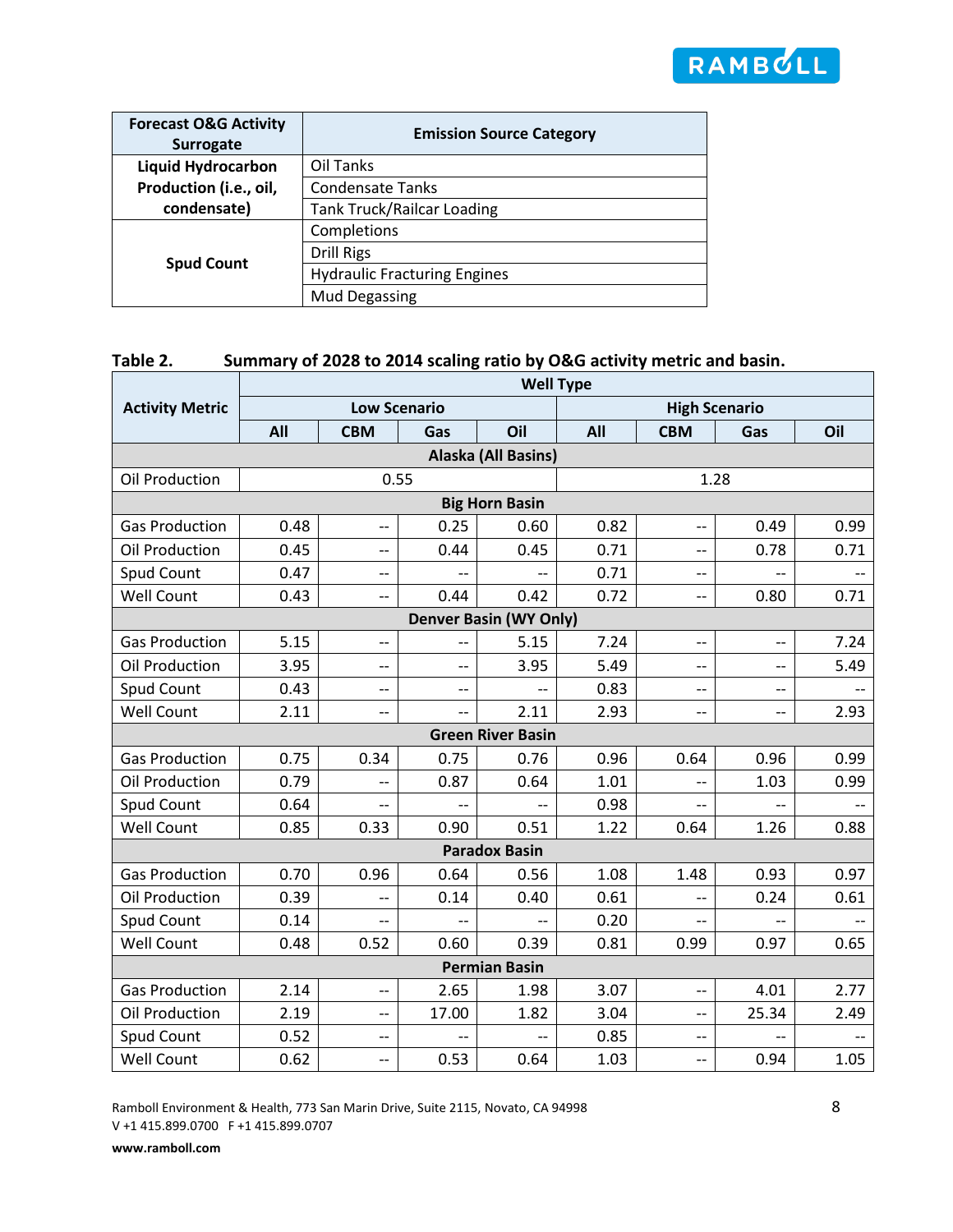| Forecast O&G Activity Surrogate | Emission Source Category |
|---|---|
| **Liquid Hydrocarbon Production (i.e., oil, condensate)** | Oil Tanks |
| | Condensate Tanks |
| | Tank Truck/Railcar Loading |
| **Spud Count** | Completions |
| | Drill Rigs |
| | Hydraulic Fracturing Engines |
| | Mud Degassing |

**Table 2. Summary of 2028 to 2014 scaling ratio by O&G activity metric and basin.**

| Activity Metric | Well Type | | | | | | | |
|---|---|---|---|---|---|---|---|---|
| | Low Scenario | | | | High Scenario | | | |
| | All | CBM | Gas | Oil | All | CBM | Gas | Oil |
| **Alaska (All Basins)** | | | | | | | | |
| Oil Production | 0.55 | | | | 1.28 | | | |
| **Big Horn Basin** | | | | | | | | |
| Gas Production | 0.48 | -- | 0.25 | 0.60 | 0.82 | -- | 0.49 | 0.99 |
| Oil Production | 0.45 | -- | 0.44 | 0.45 | 0.71 | -- | 0.78 | 0.71 |
| Spud Count | 0.47 | -- | -- | -- | 0.71 | -- | -- | -- |
| Well Count | 0.43 | -- | 0.44 | 0.42 | 0.72 | -- | 0.80 | 0.71 |
| **Denver Basin (WY Only)** | | | | | | | | |
| Gas Production | 5.15 | -- | -- | 5.15 | 7.24 | -- | -- | 7.24 |
| Oil Production | 3.95 | -- | -- | 3.95 | 5.49 | -- | -- | 5.49 |
| Spud Count | 0.43 | -- | -- | -- | 0.83 | -- | -- | -- |
| Well Count | 2.11 | -- | -- | 2.11 | 2.93 | -- | -- | 2.93 |
| **Green River Basin** | | | | | | | | |
| Gas Production | 0.75 | 0.34 | 0.75 | 0.76 | 0.96 | 0.64 | 0.96 | 0.99 |
| Oil Production | 0.79 | -- | 0.87 | 0.64 | 1.01 | -- | 1.03 | 0.99 |
| Spud Count | 0.64 | -- | -- | -- | 0.98 | -- | -- | -- |
| Well Count | 0.85 | 0.33 | 0.90 | 0.51 | 1.22 | 0.64 | 1.26 | 0.88 |
| **Paradox Basin** | | | | | | | | |
| Gas Production | 0.70 | 0.96 | 0.64 | 0.56 | 1.08 | 1.48 | 0.93 | 0.97 |
| Oil Production | 0.39 | -- | 0.14 | 0.40 | 0.61 | -- | 0.24 | 0.61 |
| Spud Count | 0.14 | -- | -- | -- | 0.20 | -- | -- | -- |
| Well Count | 0.48 | 0.52 | 0.60 | 0.39 | 0.81 | 0.99 | 0.97 | 0.65 |
| **Permian Basin** | | | | | | | | |
| Gas Production | 2.14 | -- | 2.65 | 1.98 | 3.07 | -- | 4.01 | 2.77 |
| Oil Production | 2.19 | -- | 17.00 | 1.82 | 3.04 | -- | 25.34 | 2.49 |
| Spud Count | 0.52 | -- | -- | -- | 0.85 | -- | -- | -- |
| Well Count | 0.62 | -- | 0.53 | 0.64 | 1.03 | -- | 0.94 | 1.05 |

Ramboll Environment & Health, 773 San Marin Drive, Suite 2115, Novato, CA 94998
V +1 415.899.0700 F +1 415.899.0707
**www.ramboll.com**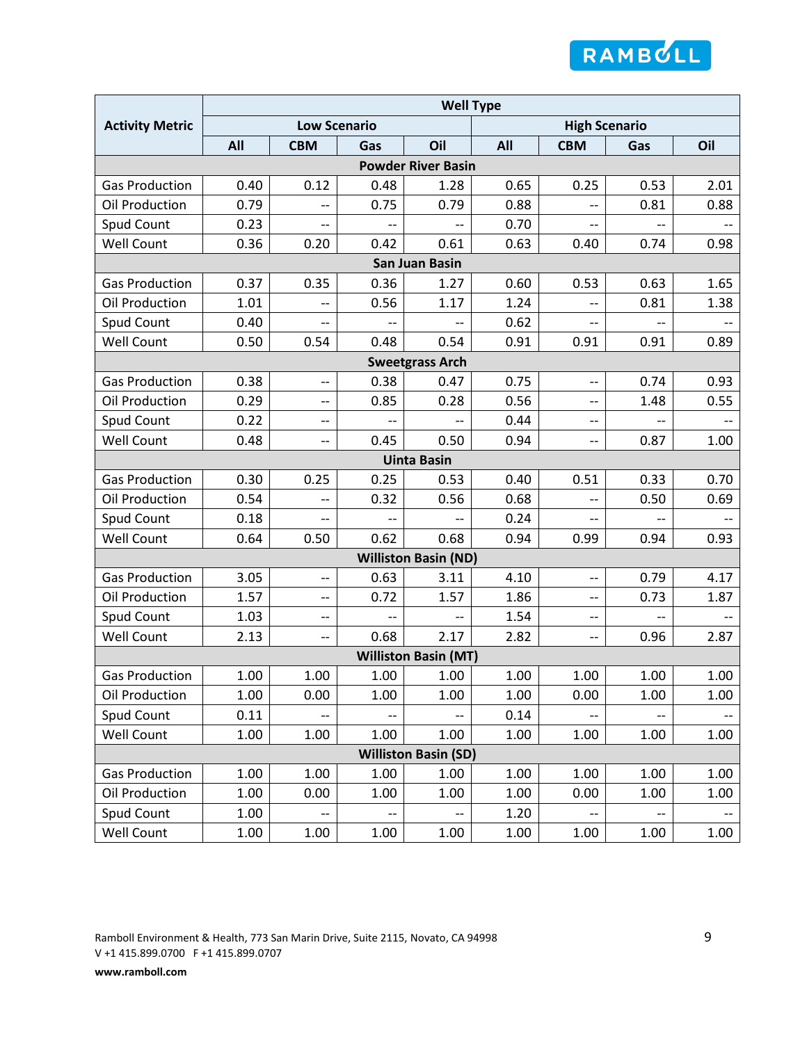| Activity Metric | Well Type | | | | | | | |
|---|---|---|---|---|---|---|---|---|
| | Low Scenario | | | | High Scenario | | | |
| | All | CBM | Gas | Oil | All | CBM | Gas | Oil |
| **Powder River Basin** | | | | | | | | |
| Gas Production | 0.40 | 0.12 | 0.48 | 1.28 | 0.65 | 0.25 | 0.53 | 2.01 |
| Oil Production | 0.79 | -- | 0.75 | 0.79 | 0.88 | -- | 0.81 | 0.88 |
| Spud Count | 0.23 | -- | -- | -- | 0.70 | -- | -- | -- |
| Well Count | 0.36 | 0.20 | 0.42 | 0.61 | 0.63 | 0.40 | 0.74 | 0.98 |
| **San Juan Basin** | | | | | | | | |
| Gas Production | 0.37 | 0.35 | 0.36 | 1.27 | 0.60 | 0.53 | 0.63 | 1.65 |
| Oil Production | 1.01 | -- | 0.56 | 1.17 | 1.24 | -- | 0.81 | 1.38 |
| Spud Count | 0.40 | -- | -- | -- | 0.62 | -- | -- | -- |
| Well Count | 0.50 | 0.54 | 0.48 | 0.54 | 0.91 | 0.91 | 0.91 | 0.89 |
| **Sweetgrass Arch** | | | | | | | | |
| Gas Production | 0.38 | -- | 0.38 | 0.47 | 0.75 | -- | 0.74 | 0.93 |
| Oil Production | 0.29 | -- | 0.85 | 0.28 | 0.56 | -- | 1.48 | 0.55 |
| Spud Count | 0.22 | -- | -- | -- | 0.44 | -- | -- | -- |
| Well Count | 0.48 | -- | 0.45 | 0.50 | 0.94 | -- | 0.87 | 1.00 |
| **Uinta Basin** | | | | | | | | |
| Gas Production | 0.30 | 0.25 | 0.25 | 0.53 | 0.40 | 0.51 | 0.33 | 0.70 |
| Oil Production | 0.54 | -- | 0.32 | 0.56 | 0.68 | -- | 0.50 | 0.69 |
| Spud Count | 0.18 | -- | -- | -- | 0.24 | -- | -- | -- |
| Well Count | 0.64 | 0.50 | 0.62 | 0.68 | 0.94 | 0.99 | 0.94 | 0.93 |
| **Williston Basin (ND)** | | | | | | | | |
| Gas Production | 3.05 | -- | 0.63 | 3.11 | 4.10 | -- | 0.79 | 4.17 |
| Oil Production | 1.57 | -- | 0.72 | 1.57 | 1.86 | -- | 0.73 | 1.87 |
| Spud Count | 1.03 | -- | -- | -- | 1.54 | -- | -- | -- |
| Well Count | 2.13 | -- | 0.68 | 2.17 | 2.82 | -- | 0.96 | 2.87 |
| **Williston Basin (MT)** | | | | | | | | |
| Gas Production | 1.00 | 1.00 | 1.00 | 1.00 | 1.00 | 1.00 | 1.00 | 1.00 |
| Oil Production | 1.00 | 0.00 | 1.00 | 1.00 | 1.00 | 0.00 | 1.00 | 1.00 |
| Spud Count | 0.11 | -- | -- | -- | 0.14 | -- | -- | -- |
| Well Count | 1.00 | 1.00 | 1.00 | 1.00 | 1.00 | 1.00 | 1.00 | 1.00 |
| **Williston Basin (SD)** | | | | | | | | |
| Gas Production | 1.00 | 1.00 | 1.00 | 1.00 | 1.00 | 1.00 | 1.00 | 1.00 |
| Oil Production | 1.00 | 0.00 | 1.00 | 1.00 | 1.00 | 0.00 | 1.00 | 1.00 |
| Spud Count | 1.00 | -- | -- | -- | 1.20 | -- | -- | -- |
| Well Count | 1.00 | 1.00 | 1.00 | 1.00 | 1.00 | 1.00 | 1.00 | 1.00 |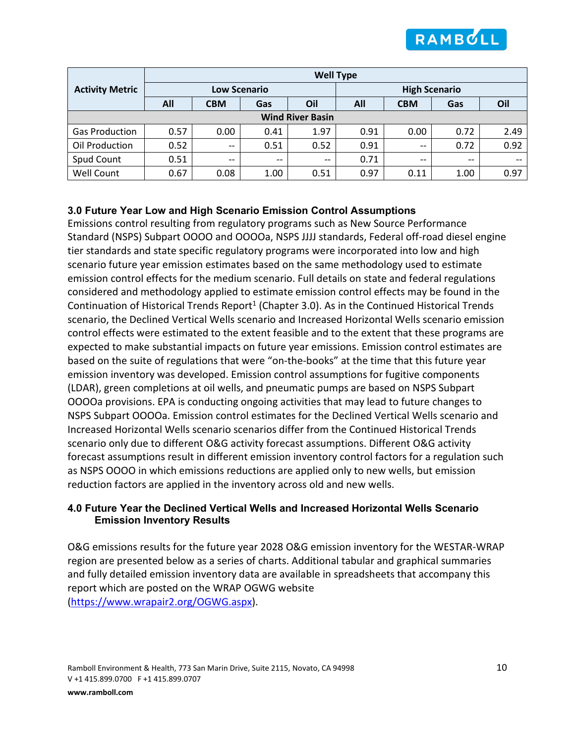| Activity Metric | Well Type | | | | | | | |
|---|---|---|---|---|---|---|---|---|
| | Low Scenario | | | | High Scenario | | | |
| | All | CBM | Gas | Oil | All | CBM | Gas | Oil |
| **Wind River Basin** | | | | | | | | |
| Gas Production | 0.57 | 0.00 | 0.41 | 1.97 | 0.91 | 0.00 | 0.72 | 2.49 |
| Oil Production | 0.52 | -- | 0.51 | 0.52 | 0.91 | -- | 0.72 | 0.92 |
| Spud Count | 0.51 | -- | -- | -- | 0.71 | -- | -- | -- |
| Well Count | 0.67 | 0.08 | 1.00 | 0.51 | 0.97 | 0.11 | 1.00 | 0.97 |

### 3.0 Future Year Low and High Scenario Emission Control Assumptions

Emissions control resulting from regulatory programs such as New Source Performance Standard (NSPS) Subpart OOOO and OOOOa, NSPS JJJJ standards, Federal off-road diesel engine tier standards and state specific regulatory programs were incorporated into low and high scenario future year emission estimates based on the same methodology used to estimate emission control effects for the medium scenario. Full details on state and federal regulations considered and methodology applied to estimate emission control effects may be found in the Continuation of Historical Trends Report[1] (Chapter 3.0). As in the Continued Historical Trends scenario, the Declined Vertical Wells scenario and Increased Horizontal Wells scenario emission control effects were estimated to the extent feasible and to the extent that these programs are expected to make substantial impacts on future year emissions. Emission control estimates are based on the suite of regulations that were "on-the-books" at the time that this future year emission inventory was developed. Emission control assumptions for fugitive components (LDAR), green completions at oil wells, and pneumatic pumps are based on NSPS Subpart OOOOa provisions. EPA is conducting ongoing activities that may lead to future changes to NSPS Subpart OOOOa. Emission control estimates for the Declined Vertical Wells scenario and Increased Horizontal Wells scenario scenarios differ from the Continued Historical Trends scenario only due to different O&G activity forecast assumptions. Different O&G activity forecast assumptions result in different emission inventory control factors for a regulation such as NSPS OOOO in which emissions reductions are applied only to new wells, but emission reduction factors are applied in the inventory across old and new wells.

### 4.0 Future Year the Declined Vertical Wells and Increased Horizontal Wells Scenario Emission Inventory Results

O&G emissions results for the future year 2028 O&G emission inventory for the WESTAR-WRAP region are presented below as a series of charts. Additional tabular and graphical summaries and fully detailed emission inventory data are available in spreadsheets that accompany this report which are posted on the WRAP OGWG website (https://www.wrapair2.org/OGWG.aspx).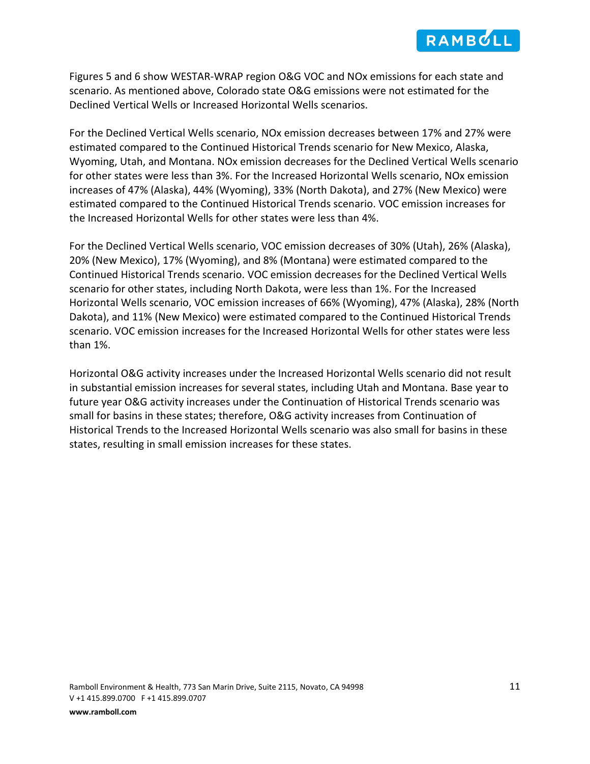Figures 5 and 6 show WESTAR-WRAP region O&G VOC and NOx emissions for each state and scenario. As mentioned above, Colorado state O&G emissions were not estimated for the Declined Vertical Wells or Increased Horizontal Wells scenarios.

For the Declined Vertical Wells scenario, NOx emission decreases between 17% and 27% were estimated compared to the Continued Historical Trends scenario for New Mexico, Alaska, Wyoming, Utah, and Montana. NOx emission decreases for the Declined Vertical Wells scenario for other states were less than 3%. For the Increased Horizontal Wells scenario, NOx emission increases of 47% (Alaska), 44% (Wyoming), 33% (North Dakota), and 27% (New Mexico) were estimated compared to the Continued Historical Trends scenario. VOC emission increases for the Increased Horizontal Wells for other states were less than 4%.

For the Declined Vertical Wells scenario, VOC emission decreases of 30% (Utah), 26% (Alaska), 20% (New Mexico), 17% (Wyoming), and 8% (Montana) were estimated compared to the Continued Historical Trends scenario. VOC emission decreases for the Declined Vertical Wells scenario for other states, including North Dakota, were less than 1%. For the Increased Horizontal Wells scenario, VOC emission increases of 66% (Wyoming), 47% (Alaska), 28% (North Dakota), and 11% (New Mexico) were estimated compared to the Continued Historical Trends scenario. VOC emission increases for the Increased Horizontal Wells for other states were less than 1%.

Horizontal O&G activity increases under the Increased Horizontal Wells scenario did not result in substantial emission increases for several states, including Utah and Montana. Base year to future year O&G activity increases under the Continuation of Historical Trends scenario was small for basins in these states; therefore, O&G activity increases from Continuation of Historical Trends to the Increased Horizontal Wells scenario was also small for basins in these states, resulting in small emission increases for these states.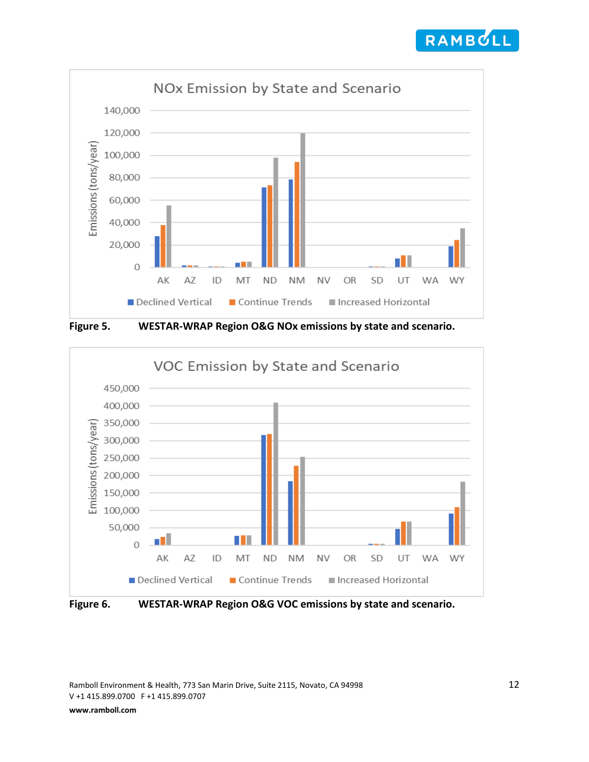**Figure 5.** WESTAR-WRAP Region O&G NOx emissions by state and scenario.

**Figure 6.** WESTAR-WRAP Region O&G VOC emissions by state and scenario.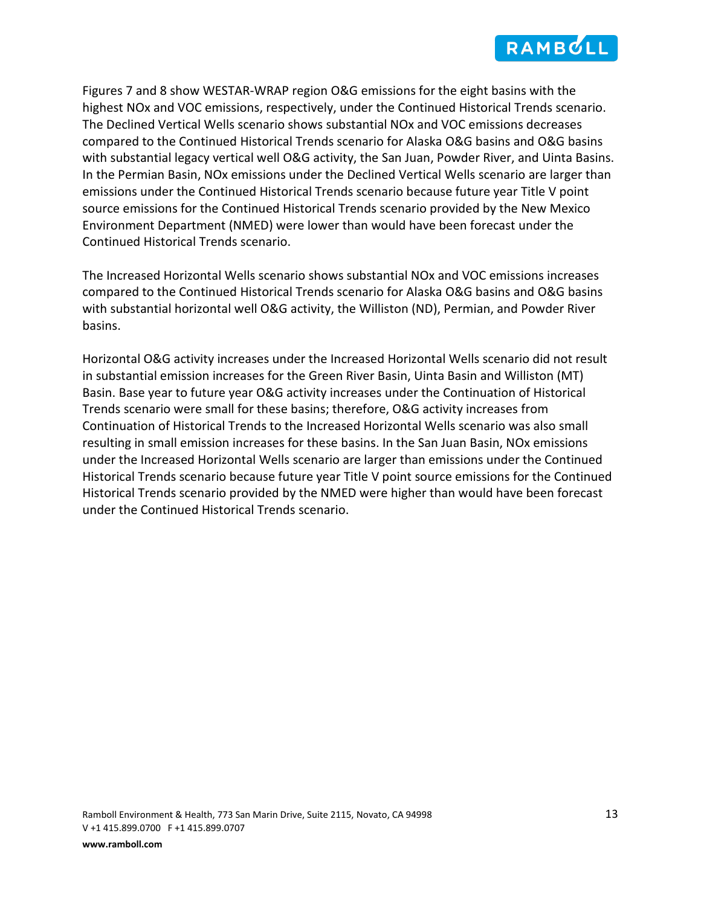Figures 7 and 8 show WESTAR-WRAP region O&G emissions for the eight basins with the highest NOx and VOC emissions, respectively, under the Continued Historical Trends scenario. The Declined Vertical Wells scenario shows substantial NOx and VOC emissions decreases compared to the Continued Historical Trends scenario for Alaska O&G basins and O&G basins with substantial legacy vertical well O&G activity, the San Juan, Powder River, and Uinta Basins. In the Permian Basin, NOx emissions under the Declined Vertical Wells scenario are larger than emissions under the Continued Historical Trends scenario because future year Title V point source emissions for the Continued Historical Trends scenario provided by the New Mexico Environment Department (NMED) were lower than would have been forecast under the Continued Historical Trends scenario.

The Increased Horizontal Wells scenario shows substantial NOx and VOC emissions increases compared to the Continued Historical Trends scenario for Alaska O&G basins and O&G basins with substantial horizontal well O&G activity, the Williston (ND), Permian, and Powder River basins.

Horizontal O&G activity increases under the Increased Horizontal Wells scenario did not result in substantial emission increases for the Green River Basin, Uinta Basin and Williston (MT) Basin. Base year to future year O&G activity increases under the Continuation of Historical Trends scenario were small for these basins; therefore, O&G activity increases from Continuation of Historical Trends to the Increased Horizontal Wells scenario was also small resulting in small emission increases for these basins. In the San Juan Basin, NOx emissions under the Increased Horizontal Wells scenario are larger than emissions under the Continued Historical Trends scenario because future year Title V point source emissions for the Continued Historical Trends scenario provided by the NMED were higher than would have been forecast under the Continued Historical Trends scenario.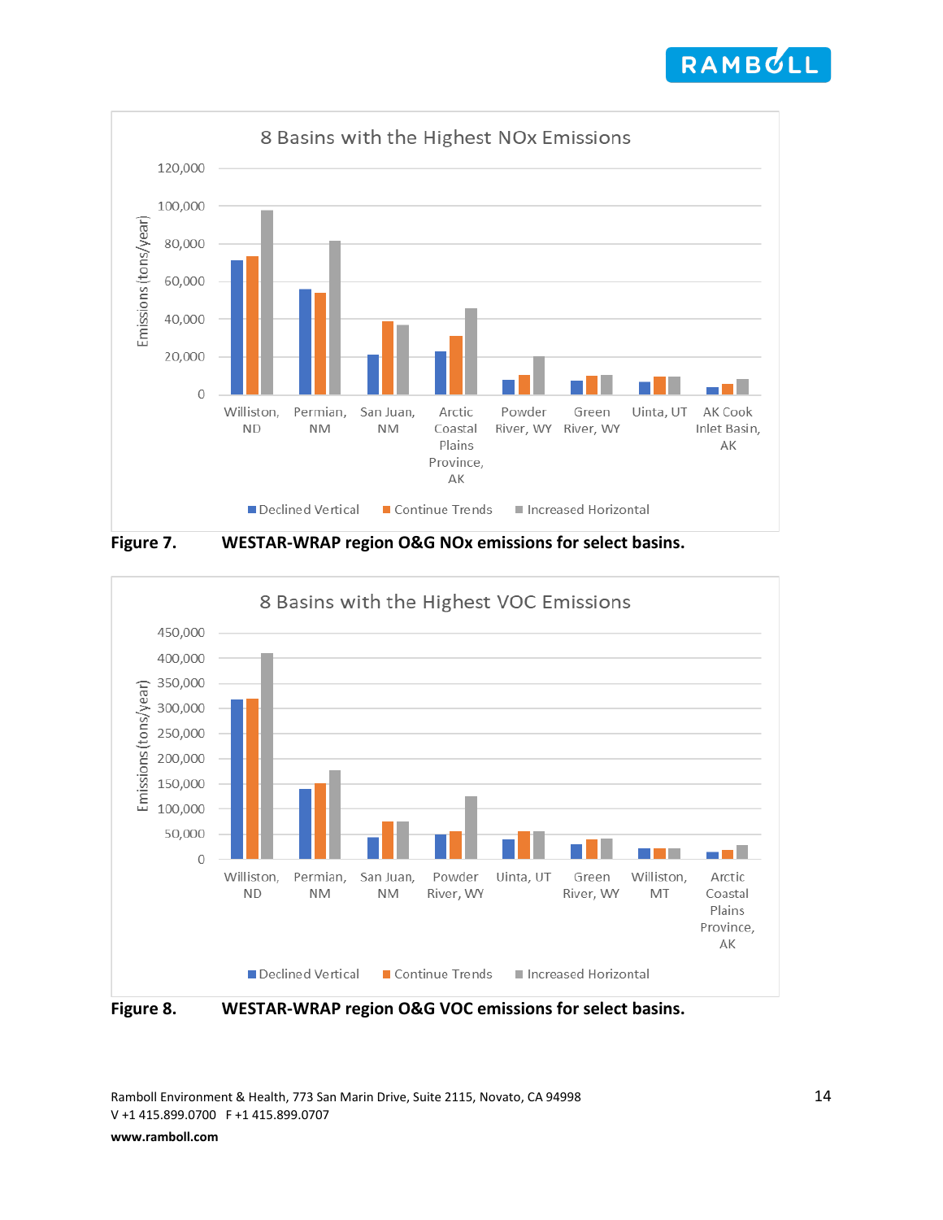**Figure 7.** **WESTAR-WRAP region O&G NOx emissions for select basins.**

**Figure 8.** **WESTAR-WRAP region O&G VOC emissions for select basins.**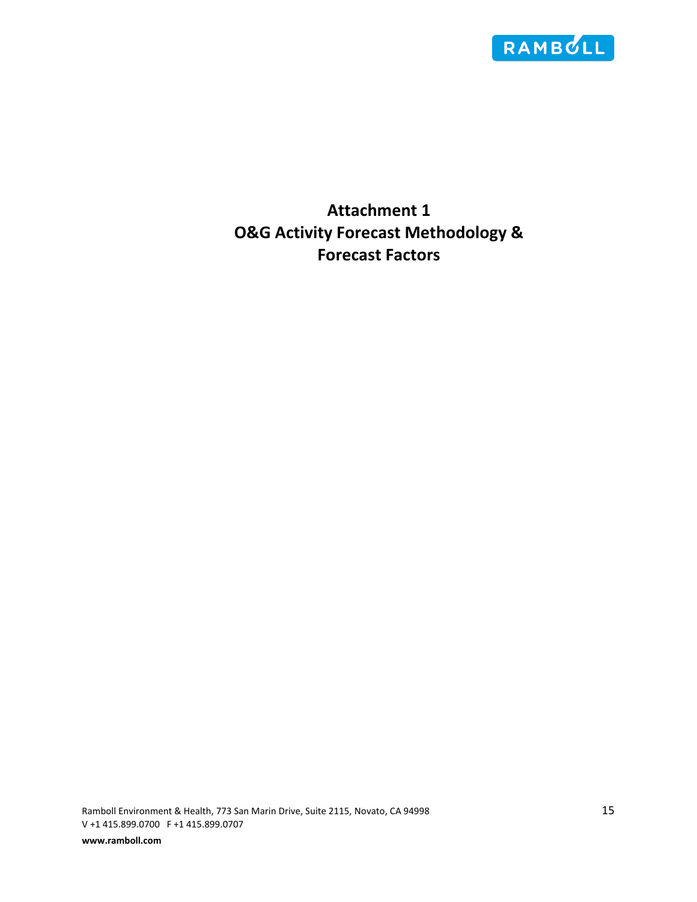# Attachment 1
# O&G Activity Forecast Methodology & Forecast Factors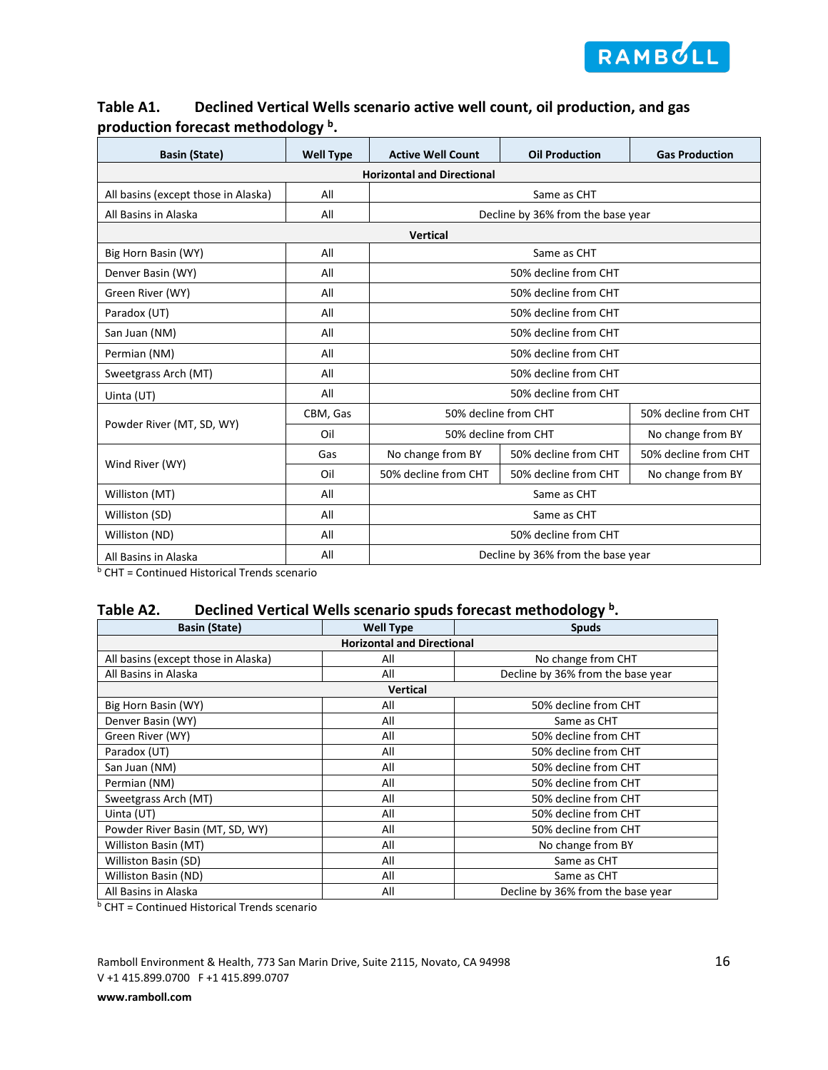**Table A1. Declined Vertical Wells scenario active well count, oil production, and gas production forecast methodology [b].**

| Basin (State) | Well Type | Active Well Count | Oil Production | Gas Production |
|---|---|---|---|---|
| **Horizontal and Directional** | | | | |
| All basins (except those in Alaska) | All | Same as CHT | | |
| All Basins in Alaska | All | Decline by 36% from the base year | | |
| **Vertical** | | | | |
| Big Horn Basin (WY) | All | Same as CHT | | |
| Denver Basin (WY) | All | 50% decline from CHT | | |
| Green River (WY) | All | 50% decline from CHT | | |
| Paradox (UT) | All | 50% decline from CHT | | |
| San Juan (NM) | All | 50% decline from CHT | | |
| Permian (NM) | All | 50% decline from CHT | | |
| Sweetgrass Arch (MT) | All | 50% decline from CHT | | |
| Uinta (UT) | All | 50% decline from CHT | | |
| Powder River (MT, SD, WY) | CBM, Gas | 50% decline from CHT | | 50% decline from CHT |
| | Oil | 50% decline from CHT | | No change from BY |
| Wind River (WY) | Gas | No change from BY | 50% decline from CHT | 50% decline from CHT |
| | Oil | 50% decline from CHT | 50% decline from CHT | No change from BY |
| Williston (MT) | All | Same as CHT | | |
| Williston (SD) | All | Same as CHT | | |
| Williston (ND) | All | 50% decline from CHT | | |
| All Basins in Alaska | All | Decline by 36% from the base year | | |

[b] CHT = Continued Historical Trends scenario

**Table A2. Declined Vertical Wells scenario spuds forecast methodology [b].**

| Basin (State) | Well Type | Spuds |
|---|---|---|
| **Horizontal and Directional** | | |
| All basins (except those in Alaska) | All | No change from CHT |
| All Basins in Alaska | All | Decline by 36% from the base year |
| **Vertical** | | |
| Big Horn Basin (WY) | All | 50% decline from CHT |
| Denver Basin (WY) | All | Same as CHT |
| Green River (WY) | All | 50% decline from CHT |
| Paradox (UT) | All | 50% decline from CHT |
| San Juan (NM) | All | 50% decline from CHT |
| Permian (NM) | All | 50% decline from CHT |
| Sweetgrass Arch (MT) | All | 50% decline from CHT |
| Uinta (UT) | All | 50% decline from CHT |
| Powder River Basin (MT, SD, WY) | All | 50% decline from CHT |
| Williston Basin (MT) | All | No change from BY |
| Williston Basin (SD) | All | Same as CHT |
| Williston Basin (ND) | All | Same as CHT |
| All Basins in Alaska | All | Decline by 36% from the base year |

[b] CHT = Continued Historical Trends scenario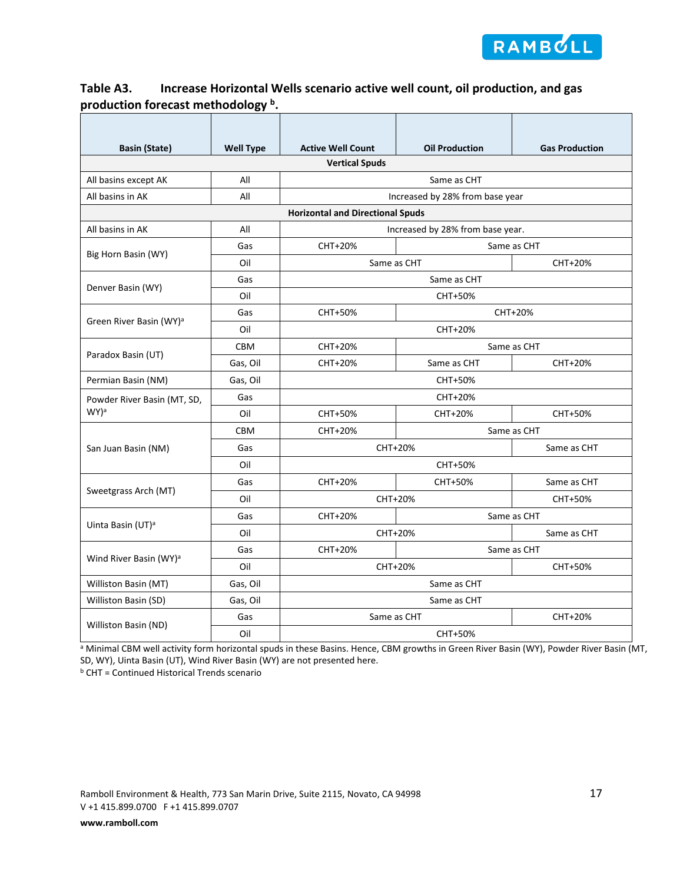**Table A3. Increase Horizontal Wells scenario active well count, oil production, and gas production forecast methodology [b].**

| Basin (State) | Well Type | Active Well Count | Oil Production | Gas Production |
|---|---|---|---|---|
| **Vertical Spuds** | | | | |
| All basins except AK | All | Same as CHT | Same as CHT | Same as CHT |
| All basins in AK | All | Increased by 28% from base year | Increased by 28% from base year | Increased by 28% from base year |
| **Horizontal and Directional Spuds** | | | | |
| All basins in AK | All | Increased by 28% from base year. | Increased by 28% from base year. | Increased by 28% from base year. |
| Big Horn Basin (WY) | Gas | CHT+20% | Same as CHT | Same as CHT |
| | Oil | Same as CHT | Same as CHT | CHT+20% |
| Denver Basin (WY) | Gas | Same as CHT | Same as CHT | Same as CHT |
| | Oil | CHT+50% | CHT+50% | CHT+50% |
| Green River Basin (WY)[a] | Gas | CHT+50% | CHT+20% | CHT+20% |
| | Oil | CHT+20% | CHT+20% | CHT+20% |
| Paradox Basin (UT) | CBM | CHT+20% | Same as CHT | Same as CHT |
| | Gas, Oil | CHT+20% | Same as CHT | CHT+20% |
| Permian Basin (NM) | Gas, Oil | CHT+50% | CHT+50% | CHT+50% |
| Powder River Basin (MT, SD, WY)[a] | Gas | CHT+20% | CHT+20% | CHT+20% |
| | Oil | CHT+50% | CHT+20% | CHT+50% |
| San Juan Basin (NM) | CBM | CHT+20% | Same as CHT | Same as CHT |
| | Gas | CHT+20% | CHT+20% | Same as CHT |
| | Oil | CHT+50% | CHT+50% | CHT+50% |
| Sweetgrass Arch (MT) | Gas | CHT+20% | CHT+50% | Same as CHT |
| | Oil | CHT+20% | CHT+20% | CHT+50% |
| Uinta Basin (UT)[a] | Gas | CHT+20% | Same as CHT | Same as CHT |
| | Oil | CHT+20% | CHT+20% | Same as CHT |
| Wind River Basin (WY)[a] | Gas | CHT+20% | Same as CHT | Same as CHT |
| | Oil | CHT+20% | CHT+20% | CHT+50% |
| Williston Basin (MT) | Gas, Oil | Same as CHT | Same as CHT | Same as CHT |
| Williston Basin (SD) | Gas, Oil | Same as CHT | Same as CHT | Same as CHT |
| Williston Basin (ND) | Gas | Same as CHT | Same as CHT | CHT+20% |
| | Oil | CHT+50% | CHT+50% | CHT+50% |

[a] Minimal CBM well activity form horizontal spuds in these Basins. Hence, CBM growths in Green River Basin (WY), Powder River Basin (MT, SD, WY), Uinta Basin (UT), Wind River Basin (WY) are not presented here.
[b] CHT = Continued Historical Trends scenario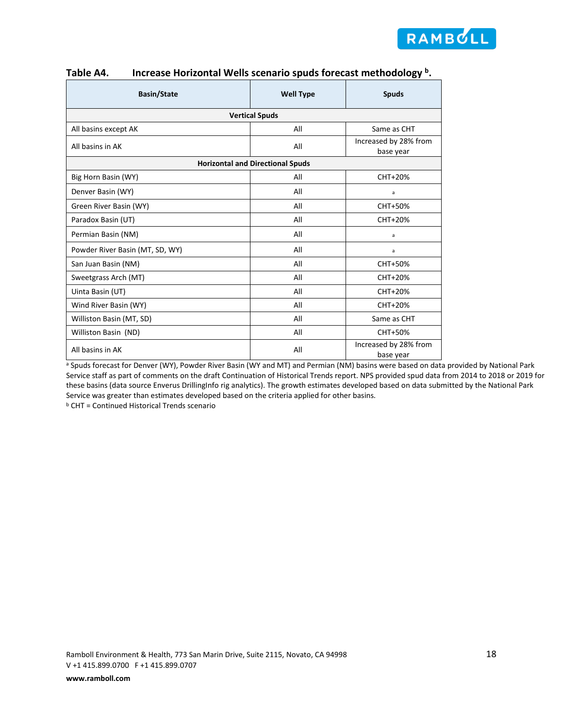**Table A4. Increase Horizontal Wells scenario spuds forecast methodology [b].**

| Basin/State | Well Type | Spuds |
|---|---|---|
| **Vertical Spuds** | | |
| All basins except AK | All | Same as CHT |
| All basins in AK | All | Increased by 28% from base year |
| **Horizontal and Directional Spuds** | | |
| Big Horn Basin (WY) | All | CHT+20% |
| Denver Basin (WY) | All | [a] |
| Green River Basin (WY) | All | CHT+50% |
| Paradox Basin (UT) | All | CHT+20% |
| Permian Basin (NM) | All | [a] |
| Powder River Basin (MT, SD, WY) | All | [a] |
| San Juan Basin (NM) | All | CHT+50% |
| Sweetgrass Arch (MT) | All | CHT+20% |
| Uinta Basin (UT) | All | CHT+20% |
| Wind River Basin (WY) | All | CHT+20% |
| Williston Basin (MT, SD) | All | Same as CHT |
| Williston Basin (ND) | All | CHT+50% |
| All basins in AK | All | Increased by 28% from base year |

[a] Spuds forecast for Denver (WY), Powder River Basin (WY and MT) and Permian (NM) basins were based on data provided by National Park Service staff as part of comments on the draft Continuation of Historical Trends report. NPS provided spud data from 2014 to 2018 or 2019 for these basins (data source Enverus DrillingInfo rig analytics). The growth estimates developed based on data submitted by the National Park Service was greater than estimates developed based on the criteria applied for other basins.

[b] CHT = Continued Historical Trends scenario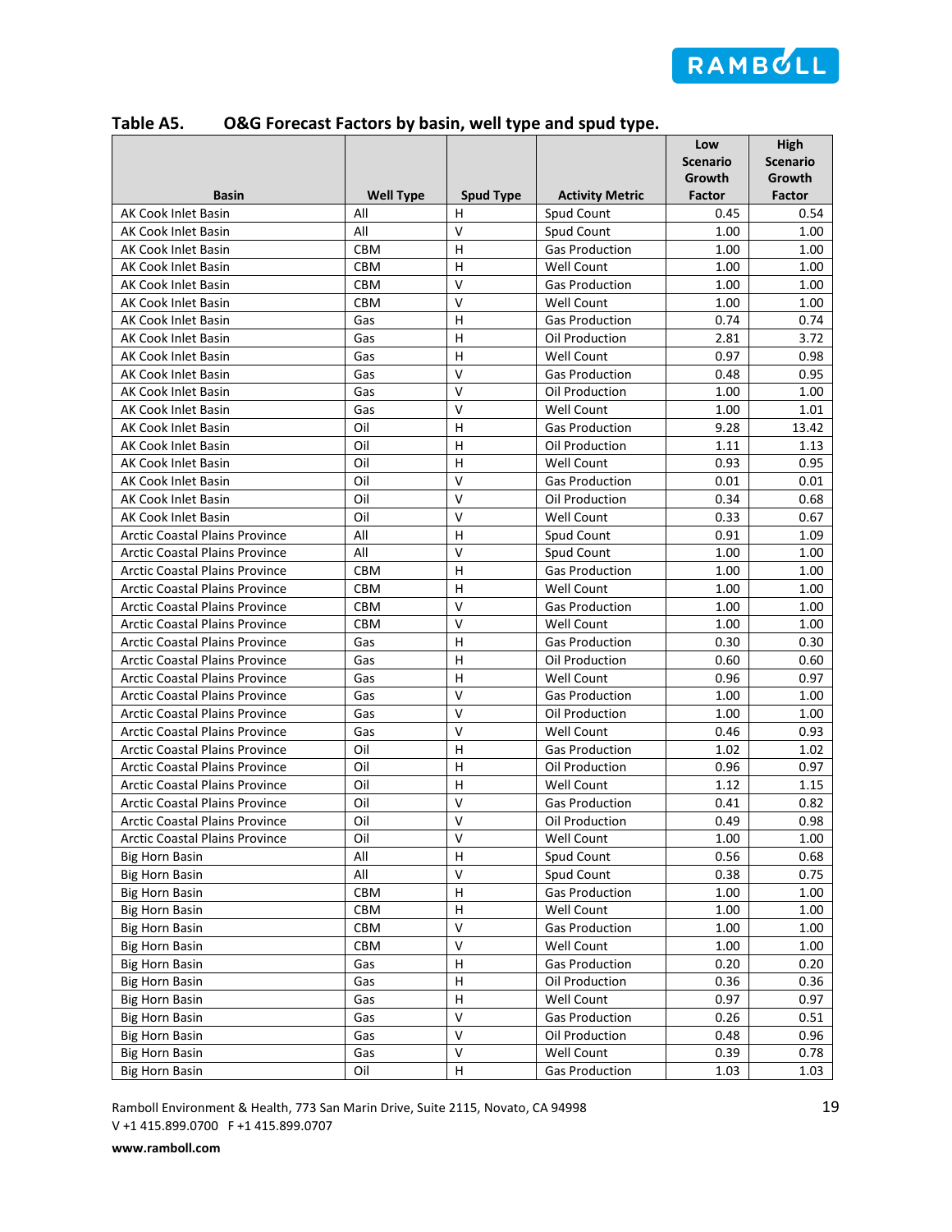**Table A5. O&G Forecast Factors by basin, well type and spud type.**

| Basin | Well Type | Spud Type | Activity Metric | Low Scenario Growth Factor | High Scenario Growth Factor |
|---|---|---|---|---|---|
| AK Cook Inlet Basin | All | H | Spud Count | 0.45 | 0.54 |
| AK Cook Inlet Basin | All | V | Spud Count | 1.00 | 1.00 |
| AK Cook Inlet Basin | CBM | H | Gas Production | 1.00 | 1.00 |
| AK Cook Inlet Basin | CBM | H | Well Count | 1.00 | 1.00 |
| AK Cook Inlet Basin | CBM | V | Gas Production | 1.00 | 1.00 |
| AK Cook Inlet Basin | CBM | V | Well Count | 1.00 | 1.00 |
| AK Cook Inlet Basin | Gas | H | Gas Production | 0.74 | 0.74 |
| AK Cook Inlet Basin | Gas | H | Oil Production | 2.81 | 3.72 |
| AK Cook Inlet Basin | Gas | H | Well Count | 0.97 | 0.98 |
| AK Cook Inlet Basin | Gas | V | Gas Production | 0.48 | 0.95 |
| AK Cook Inlet Basin | Gas | V | Oil Production | 1.00 | 1.00 |
| AK Cook Inlet Basin | Gas | V | Well Count | 1.00 | 1.01 |
| AK Cook Inlet Basin | Oil | H | Gas Production | 9.28 | 13.42 |
| AK Cook Inlet Basin | Oil | H | Oil Production | 1.11 | 1.13 |
| AK Cook Inlet Basin | Oil | H | Well Count | 0.93 | 0.95 |
| AK Cook Inlet Basin | Oil | V | Gas Production | 0.01 | 0.01 |
| AK Cook Inlet Basin | Oil | V | Oil Production | 0.34 | 0.68 |
| AK Cook Inlet Basin | Oil | V | Well Count | 0.33 | 0.67 |
| Arctic Coastal Plains Province | All | H | Spud Count | 0.91 | 1.09 |
| Arctic Coastal Plains Province | All | V | Spud Count | 1.00 | 1.00 |
| Arctic Coastal Plains Province | CBM | H | Gas Production | 1.00 | 1.00 |
| Arctic Coastal Plains Province | CBM | H | Well Count | 1.00 | 1.00 |
| Arctic Coastal Plains Province | CBM | V | Gas Production | 1.00 | 1.00 |
| Arctic Coastal Plains Province | CBM | V | Well Count | 1.00 | 1.00 |
| Arctic Coastal Plains Province | Gas | H | Gas Production | 0.30 | 0.30 |
| Arctic Coastal Plains Province | Gas | H | Oil Production | 0.60 | 0.60 |
| Arctic Coastal Plains Province | Gas | H | Well Count | 0.96 | 0.97 |
| Arctic Coastal Plains Province | Gas | V | Gas Production | 1.00 | 1.00 |
| Arctic Coastal Plains Province | Gas | V | Oil Production | 1.00 | 1.00 |
| Arctic Coastal Plains Province | Gas | V | Well Count | 0.46 | 0.93 |
| Arctic Coastal Plains Province | Oil | H | Gas Production | 1.02 | 1.02 |
| Arctic Coastal Plains Province | Oil | H | Oil Production | 0.96 | 0.97 |
| Arctic Coastal Plains Province | Oil | H | Well Count | 1.12 | 1.15 |
| Arctic Coastal Plains Province | Oil | V | Gas Production | 0.41 | 0.82 |
| Arctic Coastal Plains Province | Oil | V | Oil Production | 0.49 | 0.98 |
| Arctic Coastal Plains Province | Oil | V | Well Count | 1.00 | 1.00 |
| Big Horn Basin | All | H | Spud Count | 0.56 | 0.68 |
| Big Horn Basin | All | V | Spud Count | 0.38 | 0.75 |
| Big Horn Basin | CBM | H | Gas Production | 1.00 | 1.00 |
| Big Horn Basin | CBM | H | Well Count | 1.00 | 1.00 |
| Big Horn Basin | CBM | V | Gas Production | 1.00 | 1.00 |
| Big Horn Basin | CBM | V | Well Count | 1.00 | 1.00 |
| Big Horn Basin | Gas | H | Gas Production | 0.20 | 0.20 |
| Big Horn Basin | Gas | H | Oil Production | 0.36 | 0.36 |
| Big Horn Basin | Gas | H | Well Count | 0.97 | 0.97 |
| Big Horn Basin | Gas | V | Gas Production | 0.26 | 0.51 |
| Big Horn Basin | Gas | V | Oil Production | 0.48 | 0.96 |
| Big Horn Basin | Gas | V | Well Count | 0.39 | 0.78 |
| Big Horn Basin | Oil | H | Gas Production | 1.03 | 1.03 |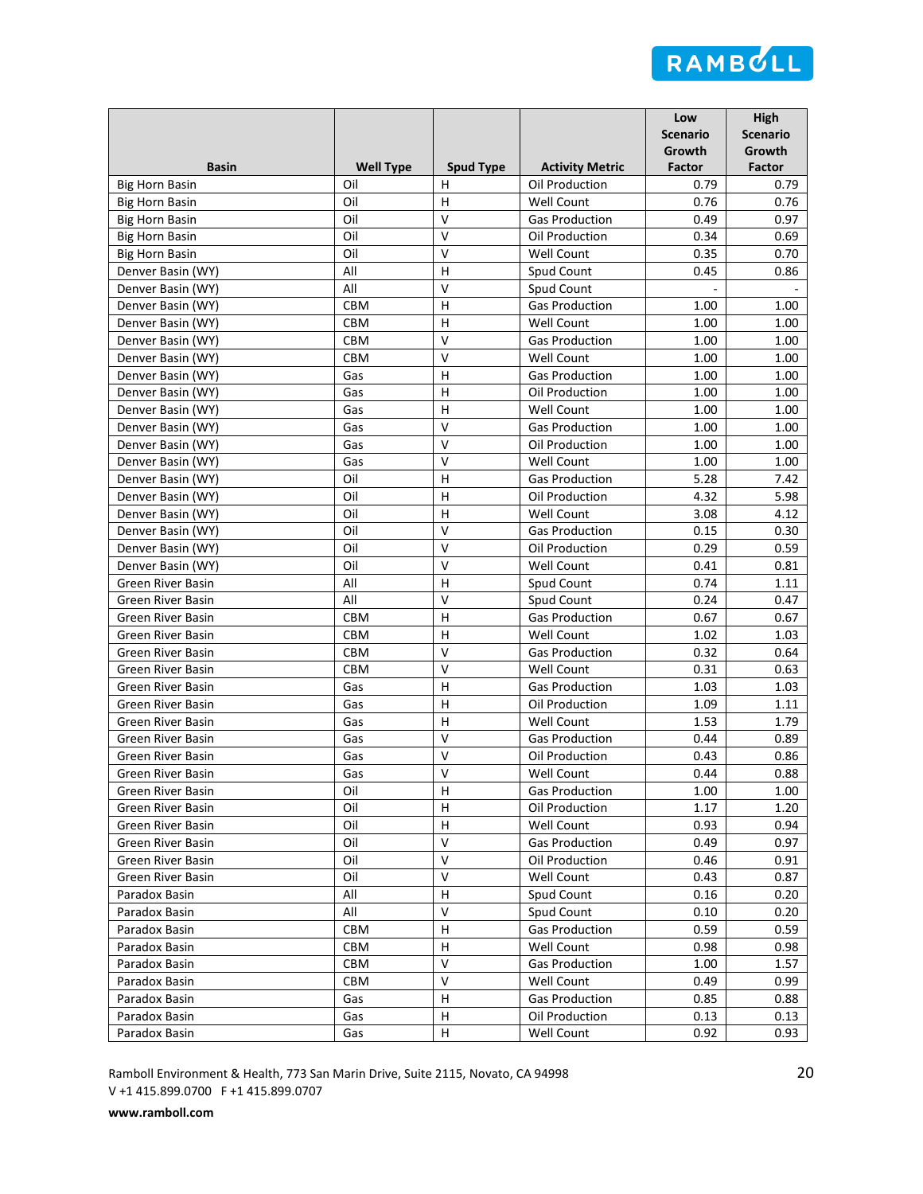| Basin | Well Type | Spud Type | Activity Metric | Low Scenario Growth Factor | High Scenario Growth Factor |
|---|---|---|---|---|---|
| Big Horn Basin | Oil | H | Oil Production | 0.79 | 0.79 |
| Big Horn Basin | Oil | H | Well Count | 0.76 | 0.76 |
| Big Horn Basin | Oil | V | Gas Production | 0.49 | 0.97 |
| Big Horn Basin | Oil | V | Oil Production | 0.34 | 0.69 |
| Big Horn Basin | Oil | V | Well Count | 0.35 | 0.70 |
| Denver Basin (WY) | All | H | Spud Count | 0.45 | 0.86 |
| Denver Basin (WY) | All | V | Spud Count | - | - |
| Denver Basin (WY) | CBM | H | Gas Production | 1.00 | 1.00 |
| Denver Basin (WY) | CBM | H | Well Count | 1.00 | 1.00 |
| Denver Basin (WY) | CBM | V | Gas Production | 1.00 | 1.00 |
| Denver Basin (WY) | CBM | V | Well Count | 1.00 | 1.00 |
| Denver Basin (WY) | Gas | H | Gas Production | 1.00 | 1.00 |
| Denver Basin (WY) | Gas | H | Oil Production | 1.00 | 1.00 |
| Denver Basin (WY) | Gas | H | Well Count | 1.00 | 1.00 |
| Denver Basin (WY) | Gas | V | Gas Production | 1.00 | 1.00 |
| Denver Basin (WY) | Gas | V | Oil Production | 1.00 | 1.00 |
| Denver Basin (WY) | Gas | V | Well Count | 1.00 | 1.00 |
| Denver Basin (WY) | Oil | H | Gas Production | 5.28 | 7.42 |
| Denver Basin (WY) | Oil | H | Oil Production | 4.32 | 5.98 |
| Denver Basin (WY) | Oil | H | Well Count | 3.08 | 4.12 |
| Denver Basin (WY) | Oil | V | Gas Production | 0.15 | 0.30 |
| Denver Basin (WY) | Oil | V | Oil Production | 0.29 | 0.59 |
| Denver Basin (WY) | Oil | V | Well Count | 0.41 | 0.81 |
| Green River Basin | All | H | Spud Count | 0.74 | 1.11 |
| Green River Basin | All | V | Spud Count | 0.24 | 0.47 |
| Green River Basin | CBM | H | Gas Production | 0.67 | 0.67 |
| Green River Basin | CBM | H | Well Count | 1.02 | 1.03 |
| Green River Basin | CBM | V | Gas Production | 0.32 | 0.64 |
| Green River Basin | CBM | V | Well Count | 0.31 | 0.63 |
| Green River Basin | Gas | H | Gas Production | 1.03 | 1.03 |
| Green River Basin | Gas | H | Oil Production | 1.09 | 1.11 |
| Green River Basin | Gas | H | Well Count | 1.53 | 1.79 |
| Green River Basin | Gas | V | Gas Production | 0.44 | 0.89 |
| Green River Basin | Gas | V | Oil Production | 0.43 | 0.86 |
| Green River Basin | Gas | V | Well Count | 0.44 | 0.88 |
| Green River Basin | Oil | H | Gas Production | 1.00 | 1.00 |
| Green River Basin | Oil | H | Oil Production | 1.17 | 1.20 |
| Green River Basin | Oil | H | Well Count | 0.93 | 0.94 |
| Green River Basin | Oil | V | Gas Production | 0.49 | 0.97 |
| Green River Basin | Oil | V | Oil Production | 0.46 | 0.91 |
| Green River Basin | Oil | V | Well Count | 0.43 | 0.87 |
| Paradox Basin | All | H | Spud Count | 0.16 | 0.20 |
| Paradox Basin | All | V | Spud Count | 0.10 | 0.20 |
| Paradox Basin | CBM | H | Gas Production | 0.59 | 0.59 |
| Paradox Basin | CBM | H | Well Count | 0.98 | 0.98 |
| Paradox Basin | CBM | V | Gas Production | 1.00 | 1.57 |
| Paradox Basin | CBM | V | Well Count | 0.49 | 0.99 |
| Paradox Basin | Gas | H | Gas Production | 0.85 | 0.88 |
| Paradox Basin | Gas | H | Oil Production | 0.13 | 0.13 |
| Paradox Basin | Gas | H | Well Count | 0.92 | 0.93 |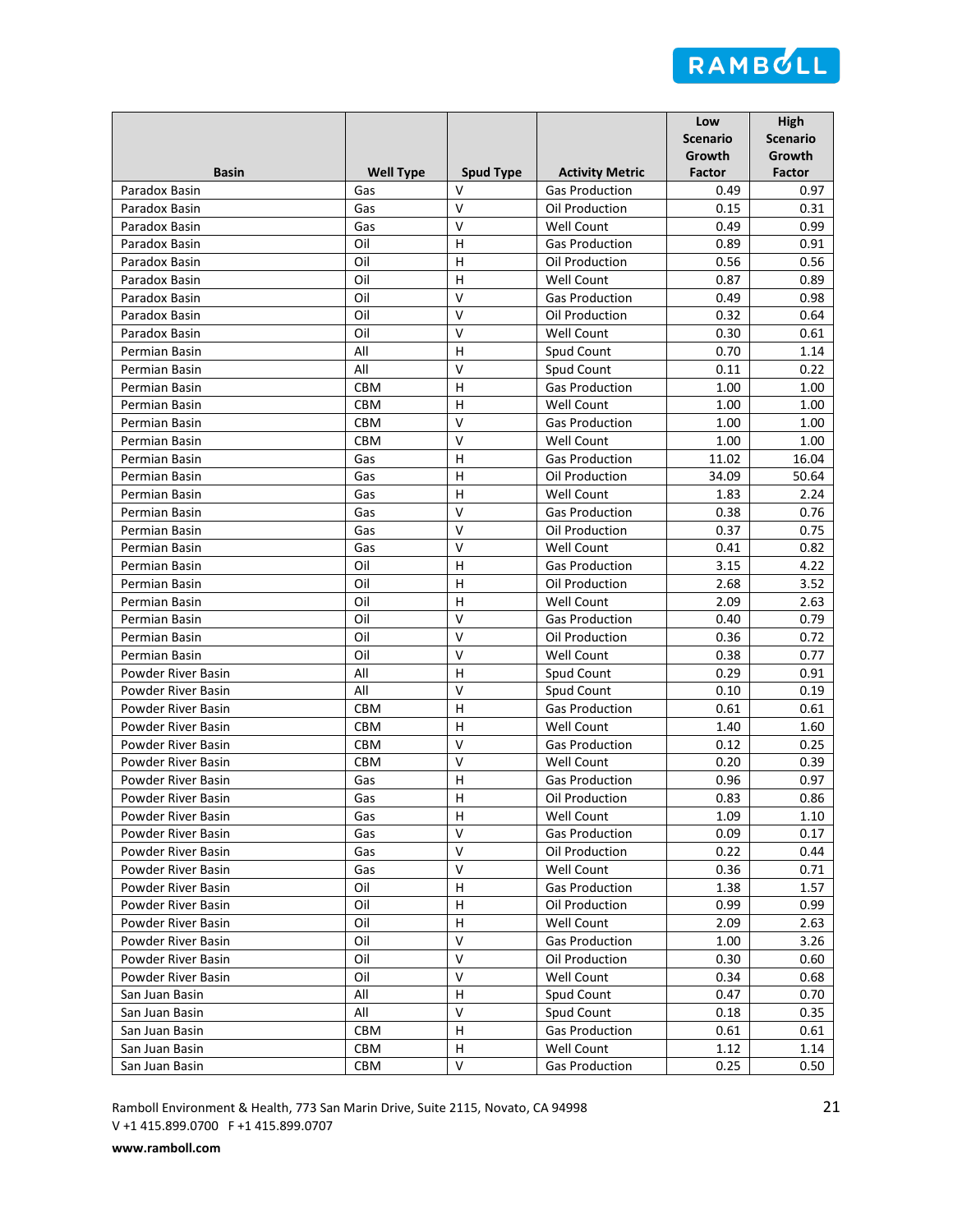| Basin | Well Type | Spud Type | Activity Metric | Low Scenario Growth Factor | High Scenario Growth Factor |
|---|---|---|---|---|---|
| Paradox Basin | Gas | V | Gas Production | 0.49 | 0.97 |
| Paradox Basin | Gas | V | Oil Production | 0.15 | 0.31 |
| Paradox Basin | Gas | V | Well Count | 0.49 | 0.99 |
| Paradox Basin | Oil | H | Gas Production | 0.89 | 0.91 |
| Paradox Basin | Oil | H | Oil Production | 0.56 | 0.56 |
| Paradox Basin | Oil | H | Well Count | 0.87 | 0.89 |
| Paradox Basin | Oil | V | Gas Production | 0.49 | 0.98 |
| Paradox Basin | Oil | V | Oil Production | 0.32 | 0.64 |
| Paradox Basin | Oil | V | Well Count | 0.30 | 0.61 |
| Permian Basin | All | H | Spud Count | 0.70 | 1.14 |
| Permian Basin | All | V | Spud Count | 0.11 | 0.22 |
| Permian Basin | CBM | H | Gas Production | 1.00 | 1.00 |
| Permian Basin | CBM | H | Well Count | 1.00 | 1.00 |
| Permian Basin | CBM | V | Gas Production | 1.00 | 1.00 |
| Permian Basin | CBM | V | Well Count | 1.00 | 1.00 |
| Permian Basin | Gas | H | Gas Production | 11.02 | 16.04 |
| Permian Basin | Gas | H | Oil Production | 34.09 | 50.64 |
| Permian Basin | Gas | H | Well Count | 1.83 | 2.24 |
| Permian Basin | Gas | V | Gas Production | 0.38 | 0.76 |
| Permian Basin | Gas | V | Oil Production | 0.37 | 0.75 |
| Permian Basin | Gas | V | Well Count | 0.41 | 0.82 |
| Permian Basin | Oil | H | Gas Production | 3.15 | 4.22 |
| Permian Basin | Oil | H | Oil Production | 2.68 | 3.52 |
| Permian Basin | Oil | H | Well Count | 2.09 | 2.63 |
| Permian Basin | Oil | V | Gas Production | 0.40 | 0.79 |
| Permian Basin | Oil | V | Oil Production | 0.36 | 0.72 |
| Permian Basin | Oil | V | Well Count | 0.38 | 0.77 |
| Powder River Basin | All | H | Spud Count | 0.29 | 0.91 |
| Powder River Basin | All | V | Spud Count | 0.10 | 0.19 |
| Powder River Basin | CBM | H | Gas Production | 0.61 | 0.61 |
| Powder River Basin | CBM | H | Well Count | 1.40 | 1.60 |
| Powder River Basin | CBM | V | Gas Production | 0.12 | 0.25 |
| Powder River Basin | CBM | V | Well Count | 0.20 | 0.39 |
| Powder River Basin | Gas | H | Gas Production | 0.96 | 0.97 |
| Powder River Basin | Gas | H | Oil Production | 0.83 | 0.86 |
| Powder River Basin | Gas | H | Well Count | 1.09 | 1.10 |
| Powder River Basin | Gas | V | Gas Production | 0.09 | 0.17 |
| Powder River Basin | Gas | V | Oil Production | 0.22 | 0.44 |
| Powder River Basin | Gas | V | Well Count | 0.36 | 0.71 |
| Powder River Basin | Oil | H | Gas Production | 1.38 | 1.57 |
| Powder River Basin | Oil | H | Oil Production | 0.99 | 0.99 |
| Powder River Basin | Oil | H | Well Count | 2.09 | 2.63 |
| Powder River Basin | Oil | V | Gas Production | 1.00 | 3.26 |
| Powder River Basin | Oil | V | Oil Production | 0.30 | 0.60 |
| Powder River Basin | Oil | V | Well Count | 0.34 | 0.68 |
| San Juan Basin | All | H | Spud Count | 0.47 | 0.70 |
| San Juan Basin | All | V | Spud Count | 0.18 | 0.35 |
| San Juan Basin | CBM | H | Gas Production | 0.61 | 0.61 |
| San Juan Basin | CBM | H | Well Count | 1.12 | 1.14 |
| San Juan Basin | CBM | V | Gas Production | 0.25 | 0.50 |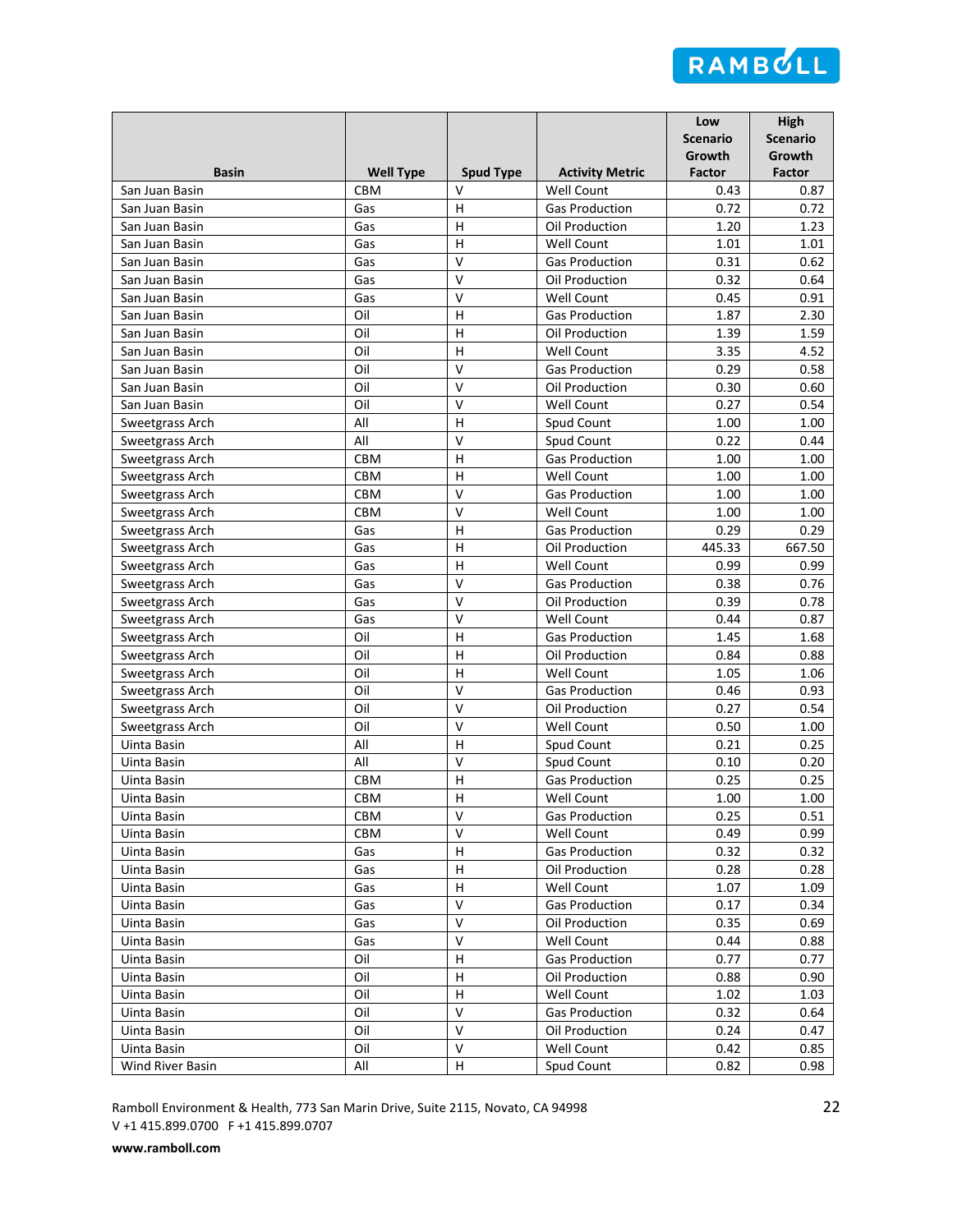| Basin | Well Type | Spud Type | Activity Metric | Low Scenario Growth Factor | High Scenario Growth Factor |
|---|---|---|---|---|---|
| San Juan Basin | CBM | V | Well Count | 0.43 | 0.87 |
| San Juan Basin | Gas | H | Gas Production | 0.72 | 0.72 |
| San Juan Basin | Gas | H | Oil Production | 1.20 | 1.23 |
| San Juan Basin | Gas | H | Well Count | 1.01 | 1.01 |
| San Juan Basin | Gas | V | Gas Production | 0.31 | 0.62 |
| San Juan Basin | Gas | V | Oil Production | 0.32 | 0.64 |
| San Juan Basin | Gas | V | Well Count | 0.45 | 0.91 |
| San Juan Basin | Oil | H | Gas Production | 1.87 | 2.30 |
| San Juan Basin | Oil | H | Oil Production | 1.39 | 1.59 |
| San Juan Basin | Oil | H | Well Count | 3.35 | 4.52 |
| San Juan Basin | Oil | V | Gas Production | 0.29 | 0.58 |
| San Juan Basin | Oil | V | Oil Production | 0.30 | 0.60 |
| San Juan Basin | Oil | V | Well Count | 0.27 | 0.54 |
| Sweetgrass Arch | All | H | Spud Count | 1.00 | 1.00 |
| Sweetgrass Arch | All | V | Spud Count | 0.22 | 0.44 |
| Sweetgrass Arch | CBM | H | Gas Production | 1.00 | 1.00 |
| Sweetgrass Arch | CBM | H | Well Count | 1.00 | 1.00 |
| Sweetgrass Arch | CBM | V | Gas Production | 1.00 | 1.00 |
| Sweetgrass Arch | CBM | V | Well Count | 1.00 | 1.00 |
| Sweetgrass Arch | Gas | H | Gas Production | 0.29 | 0.29 |
| Sweetgrass Arch | Gas | H | Oil Production | 445.33 | 667.50 |
| Sweetgrass Arch | Gas | H | Well Count | 0.99 | 0.99 |
| Sweetgrass Arch | Gas | V | Gas Production | 0.38 | 0.76 |
| Sweetgrass Arch | Gas | V | Oil Production | 0.39 | 0.78 |
| Sweetgrass Arch | Gas | V | Well Count | 0.44 | 0.87 |
| Sweetgrass Arch | Oil | H | Gas Production | 1.45 | 1.68 |
| Sweetgrass Arch | Oil | H | Oil Production | 0.84 | 0.88 |
| Sweetgrass Arch | Oil | H | Well Count | 1.05 | 1.06 |
| Sweetgrass Arch | Oil | V | Gas Production | 0.46 | 0.93 |
| Sweetgrass Arch | Oil | V | Oil Production | 0.27 | 0.54 |
| Sweetgrass Arch | Oil | V | Well Count | 0.50 | 1.00 |
| Uinta Basin | All | H | Spud Count | 0.21 | 0.25 |
| Uinta Basin | All | V | Spud Count | 0.10 | 0.20 |
| Uinta Basin | CBM | H | Gas Production | 0.25 | 0.25 |
| Uinta Basin | CBM | H | Well Count | 1.00 | 1.00 |
| Uinta Basin | CBM | V | Gas Production | 0.25 | 0.51 |
| Uinta Basin | CBM | V | Well Count | 0.49 | 0.99 |
| Uinta Basin | Gas | H | Gas Production | 0.32 | 0.32 |
| Uinta Basin | Gas | H | Oil Production | 0.28 | 0.28 |
| Uinta Basin | Gas | H | Well Count | 1.07 | 1.09 |
| Uinta Basin | Gas | V | Gas Production | 0.17 | 0.34 |
| Uinta Basin | Gas | V | Oil Production | 0.35 | 0.69 |
| Uinta Basin | Gas | V | Well Count | 0.44 | 0.88 |
| Uinta Basin | Oil | H | Gas Production | 0.77 | 0.77 |
| Uinta Basin | Oil | H | Oil Production | 0.88 | 0.90 |
| Uinta Basin | Oil | H | Well Count | 1.02 | 1.03 |
| Uinta Basin | Oil | V | Gas Production | 0.32 | 0.64 |
| Uinta Basin | Oil | V | Oil Production | 0.24 | 0.47 |
| Uinta Basin | Oil | V | Well Count | 0.42 | 0.85 |
| Wind River Basin | All | H | Spud Count | 0.82 | 0.98 |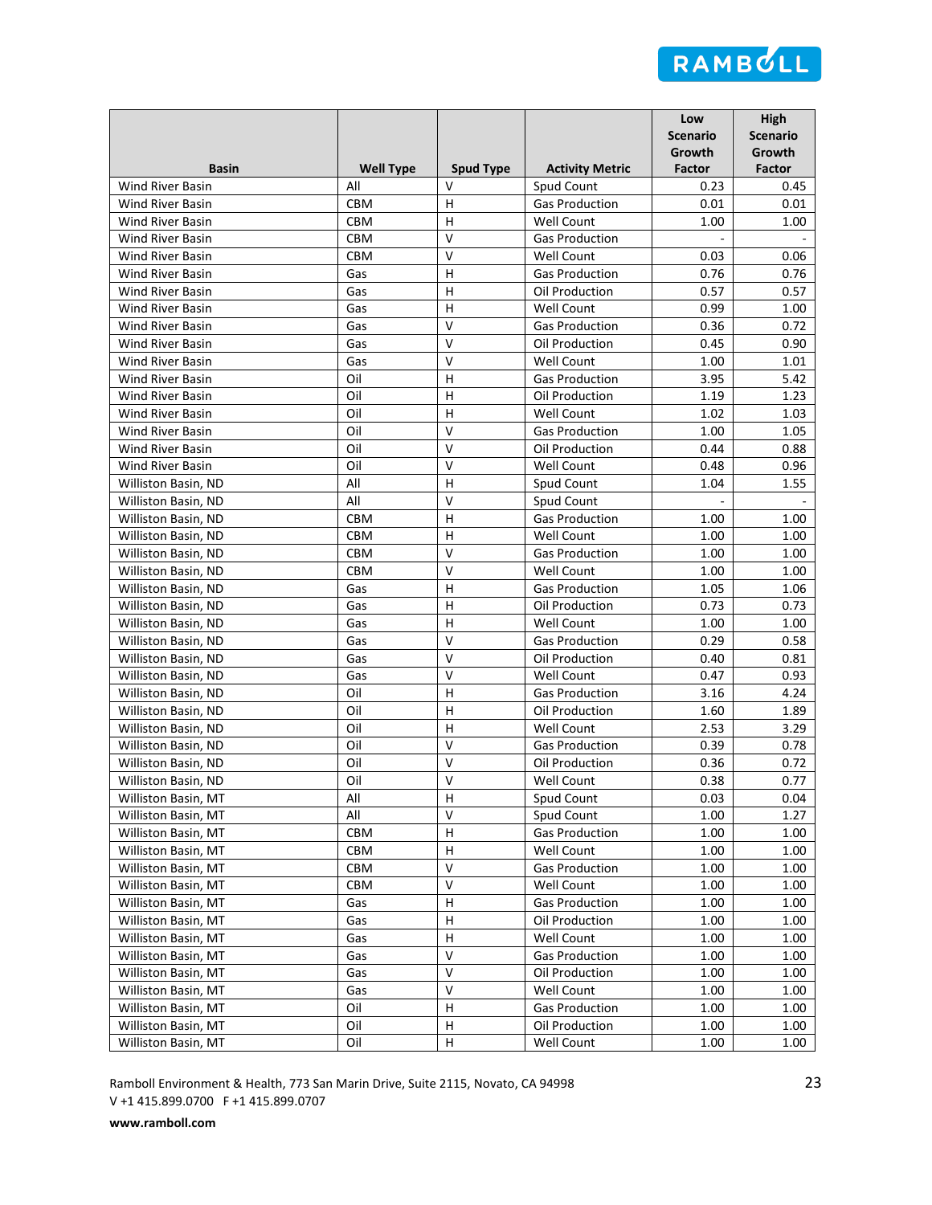| Basin | Well Type | Spud Type | Activity Metric | Low Scenario Growth Factor | High Scenario Growth Factor |
|---|---|---|---|---|---|
| Wind River Basin | All | V | Spud Count | 0.23 | 0.45 |
| Wind River Basin | CBM | H | Gas Production | 0.01 | 0.01 |
| Wind River Basin | CBM | H | Well Count | 1.00 | 1.00 |
| Wind River Basin | CBM | V | Gas Production | - | - |
| Wind River Basin | CBM | V | Well Count | 0.03 | 0.06 |
| Wind River Basin | Gas | H | Gas Production | 0.76 | 0.76 |
| Wind River Basin | Gas | H | Oil Production | 0.57 | 0.57 |
| Wind River Basin | Gas | H | Well Count | 0.99 | 1.00 |
| Wind River Basin | Gas | V | Gas Production | 0.36 | 0.72 |
| Wind River Basin | Gas | V | Oil Production | 0.45 | 0.90 |
| Wind River Basin | Gas | V | Well Count | 1.00 | 1.01 |
| Wind River Basin | Oil | H | Gas Production | 3.95 | 5.42 |
| Wind River Basin | Oil | H | Oil Production | 1.19 | 1.23 |
| Wind River Basin | Oil | H | Well Count | 1.02 | 1.03 |
| Wind River Basin | Oil | V | Gas Production | 1.00 | 1.05 |
| Wind River Basin | Oil | V | Oil Production | 0.44 | 0.88 |
| Wind River Basin | Oil | V | Well Count | 0.48 | 0.96 |
| Williston Basin, ND | All | H | Spud Count | 1.04 | 1.55 |
| Williston Basin, ND | All | V | Spud Count | - | - |
| Williston Basin, ND | CBM | H | Gas Production | 1.00 | 1.00 |
| Williston Basin, ND | CBM | H | Well Count | 1.00 | 1.00 |
| Williston Basin, ND | CBM | V | Gas Production | 1.00 | 1.00 |
| Williston Basin, ND | CBM | V | Well Count | 1.00 | 1.00 |
| Williston Basin, ND | Gas | H | Gas Production | 1.05 | 1.06 |
| Williston Basin, ND | Gas | H | Oil Production | 0.73 | 0.73 |
| Williston Basin, ND | Gas | H | Well Count | 1.00 | 1.00 |
| Williston Basin, ND | Gas | V | Gas Production | 0.29 | 0.58 |
| Williston Basin, ND | Gas | V | Oil Production | 0.40 | 0.81 |
| Williston Basin, ND | Gas | V | Well Count | 0.47 | 0.93 |
| Williston Basin, ND | Oil | H | Gas Production | 3.16 | 4.24 |
| Williston Basin, ND | Oil | H | Oil Production | 1.60 | 1.89 |
| Williston Basin, ND | Oil | H | Well Count | 2.53 | 3.29 |
| Williston Basin, ND | Oil | V | Gas Production | 0.39 | 0.78 |
| Williston Basin, ND | Oil | V | Oil Production | 0.36 | 0.72 |
| Williston Basin, ND | Oil | V | Well Count | 0.38 | 0.77 |
| Williston Basin, MT | All | H | Spud Count | 0.03 | 0.04 |
| Williston Basin, MT | All | V | Spud Count | 1.00 | 1.27 |
| Williston Basin, MT | CBM | H | Gas Production | 1.00 | 1.00 |
| Williston Basin, MT | CBM | H | Well Count | 1.00 | 1.00 |
| Williston Basin, MT | CBM | V | Gas Production | 1.00 | 1.00 |
| Williston Basin, MT | CBM | V | Well Count | 1.00 | 1.00 |
| Williston Basin, MT | Gas | H | Gas Production | 1.00 | 1.00 |
| Williston Basin, MT | Gas | H | Oil Production | 1.00 | 1.00 |
| Williston Basin, MT | Gas | H | Well Count | 1.00 | 1.00 |
| Williston Basin, MT | Gas | V | Gas Production | 1.00 | 1.00 |
| Williston Basin, MT | Gas | V | Oil Production | 1.00 | 1.00 |
| Williston Basin, MT | Gas | V | Well Count | 1.00 | 1.00 |
| Williston Basin, MT | Oil | H | Gas Production | 1.00 | 1.00 |
| Williston Basin, MT | Oil | H | Oil Production | 1.00 | 1.00 |
| Williston Basin, MT | Oil | H | Well Count | 1.00 | 1.00 |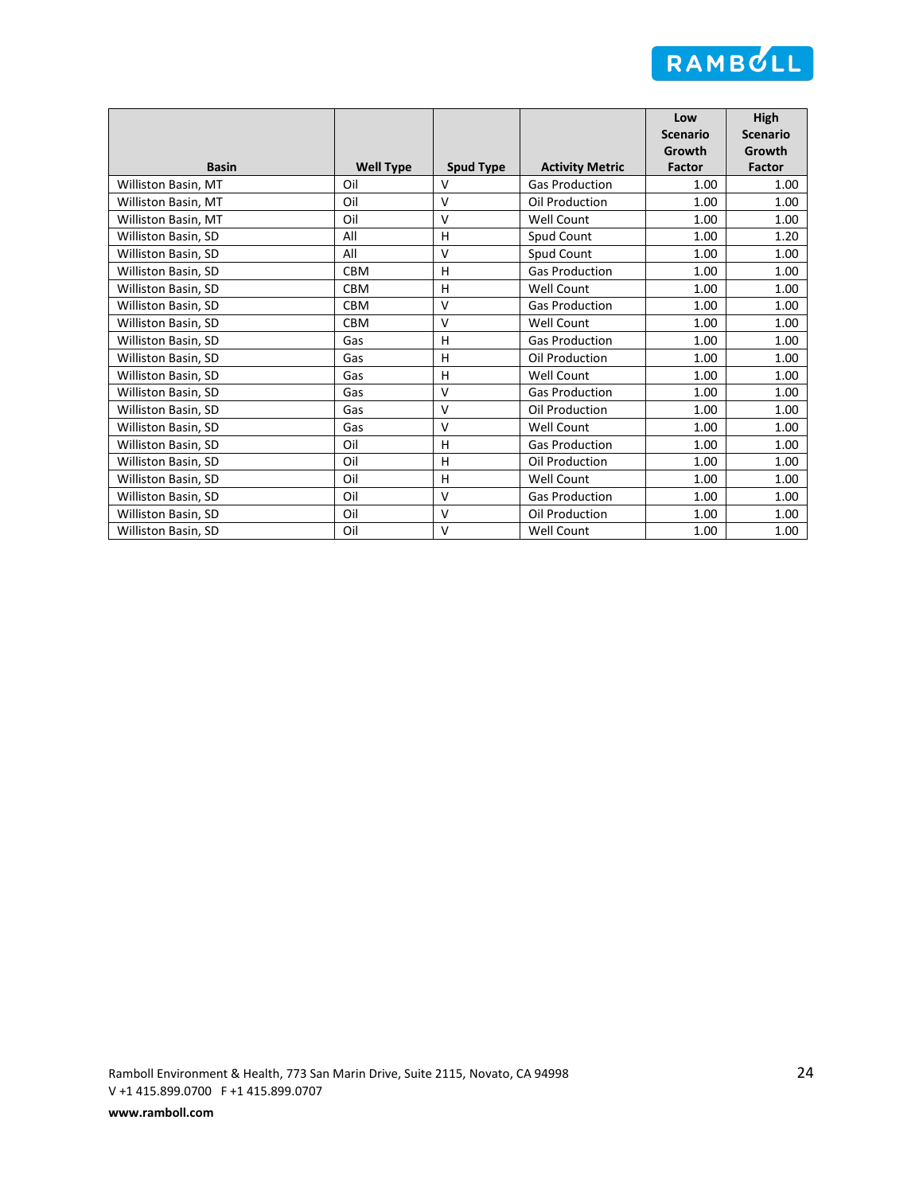| Basin | Well Type | Spud Type | Activity Metric | Low Scenario Growth Factor | High Scenario Growth Factor |
|---|---|---|---|---|---|
| Williston Basin, MT | Oil | V | Gas Production | 1.00 | 1.00 |
| Williston Basin, MT | Oil | V | Oil Production | 1.00 | 1.00 |
| Williston Basin, MT | Oil | V | Well Count | 1.00 | 1.00 |
| Williston Basin, SD | All | H | Spud Count | 1.00 | 1.20 |
| Williston Basin, SD | All | V | Spud Count | 1.00 | 1.00 |
| Williston Basin, SD | CBM | H | Gas Production | 1.00 | 1.00 |
| Williston Basin, SD | CBM | H | Well Count | 1.00 | 1.00 |
| Williston Basin, SD | CBM | V | Gas Production | 1.00 | 1.00 |
| Williston Basin, SD | CBM | V | Well Count | 1.00 | 1.00 |
| Williston Basin, SD | Gas | H | Gas Production | 1.00 | 1.00 |
| Williston Basin, SD | Gas | H | Oil Production | 1.00 | 1.00 |
| Williston Basin, SD | Gas | H | Well Count | 1.00 | 1.00 |
| Williston Basin, SD | Gas | V | Gas Production | 1.00 | 1.00 |
| Williston Basin, SD | Gas | V | Oil Production | 1.00 | 1.00 |
| Williston Basin, SD | Gas | V | Well Count | 1.00 | 1.00 |
| Williston Basin, SD | Oil | H | Gas Production | 1.00 | 1.00 |
| Williston Basin, SD | Oil | H | Oil Production | 1.00 | 1.00 |
| Williston Basin, SD | Oil | H | Well Count | 1.00 | 1.00 |
| Williston Basin, SD | Oil | V | Gas Production | 1.00 | 1.00 |
| Williston Basin, SD | Oil | V | Oil Production | 1.00 | 1.00 |
| Williston Basin, SD | Oil | V | Well Count | 1.00 | 1.00 |

Ramboll Environment & Health, 773 San Marin Drive, Suite 2115, Novato, CA 94998
V +1 415.899.0700 F +1 415.899.0707

**www.ramboll.com**